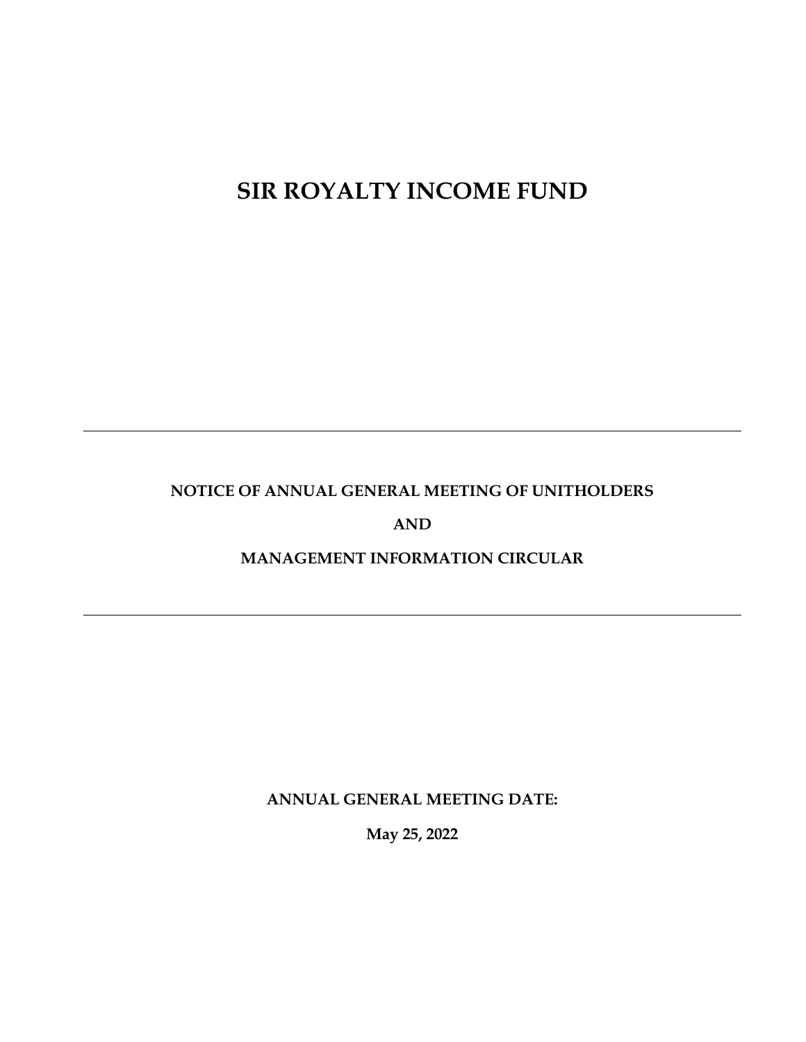# SIR ROYALTY INCOME FUND

---

**NOTICE OF ANNUAL GENERAL MEETING OF UNITHOLDERS**

**AND**

**MANAGEMENT INFORMATION CIRCULAR**

---

**ANNUAL GENERAL MEETING DATE:**

**May 25, 2022**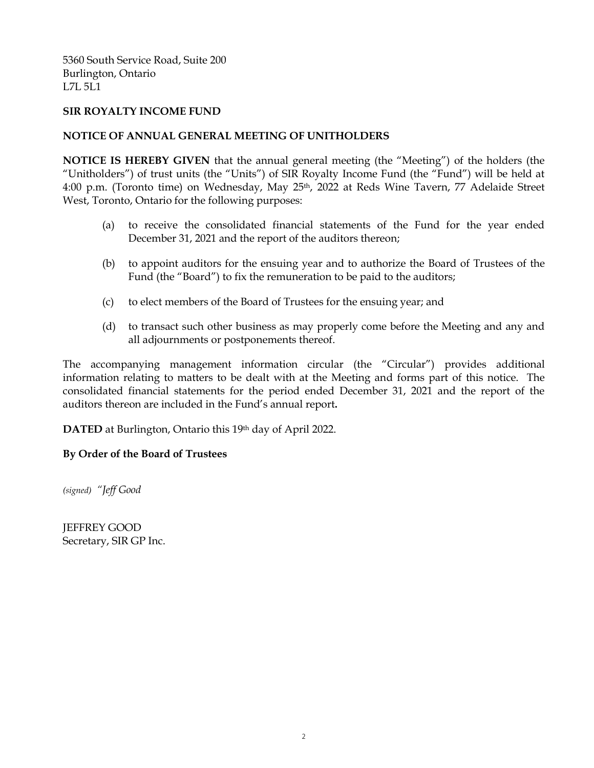5360 South Service Road, Suite 200
Burlington, Ontario
L7L 5L1

**SIR ROYALTY INCOME FUND**

**NOTICE OF ANNUAL GENERAL MEETING OF UNITHOLDERS**

**NOTICE IS HEREBY GIVEN** that the annual general meeting (the "Meeting") of the holders (the "Unitholders") of trust units (the "Units") of SIR Royalty Income Fund (the "Fund") will be held at 4:00 p.m. (Toronto time) on Wednesday, May 25th, 2022 at Reds Wine Tavern, 77 Adelaide Street West, Toronto, Ontario for the following purposes:

(a) to receive the consolidated financial statements of the Fund for the year ended December 31, 2021 and the report of the auditors thereon;

(b) to appoint auditors for the ensuing year and to authorize the Board of Trustees of the Fund (the "Board") to fix the remuneration to be paid to the auditors;

(c) to elect members of the Board of Trustees for the ensuing year; and

(d) to transact such other business as may properly come before the Meeting and any and all adjournments or postponements thereof.

The accompanying management information circular (the "Circular") provides additional information relating to matters to be dealt with at the Meeting and forms part of this notice. The consolidated financial statements for the period ended December 31, 2021 and the report of the auditors thereon are included in the Fund's annual report**.**

**DATED** at Burlington, Ontario this 19th day of April 2022.

**By Order of the Board of Trustees**

*(signed) "Jeff Good*

JEFFREY GOOD
Secretary, SIR GP Inc.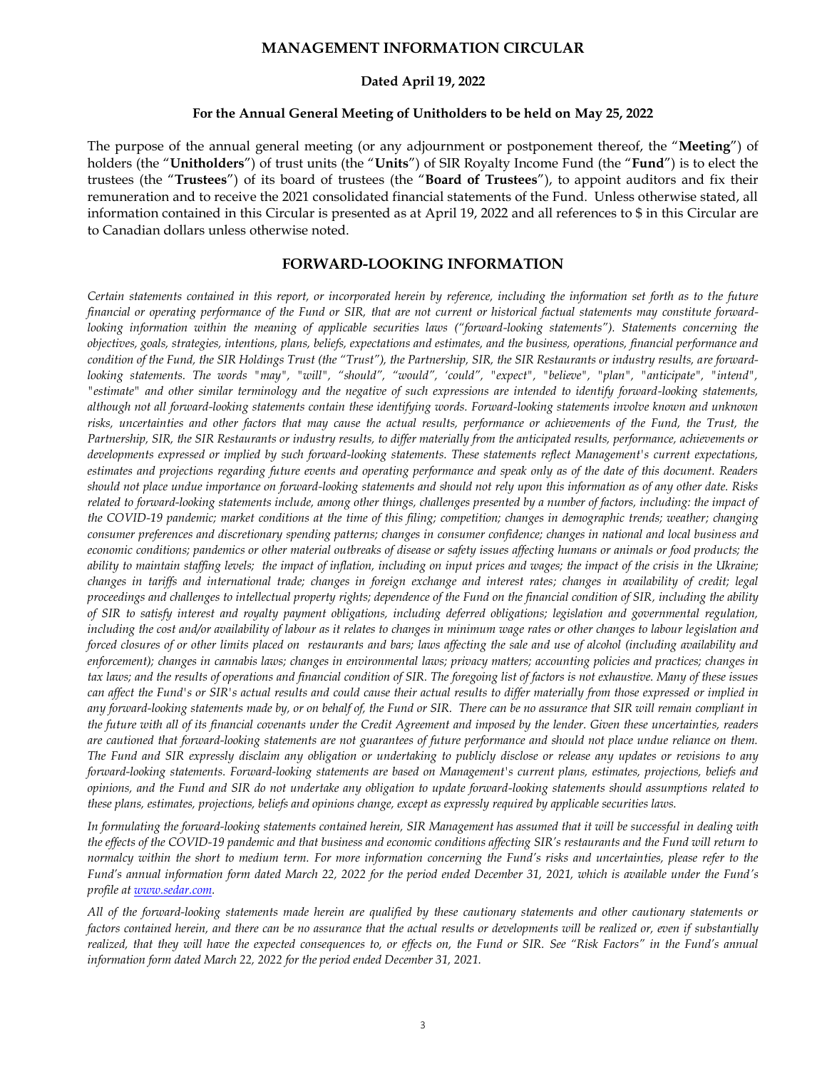# MANAGEMENT INFORMATION CIRCULAR

**Dated April 19, 2022**

**For the Annual General Meeting of Unitholders to be held on May 25, 2022**

The purpose of the annual general meeting (or any adjournment or postponement thereof, the "**Meeting**") of holders (the "**Unitholders**") of trust units (the "**Units**") of SIR Royalty Income Fund (the "**Fund**") is to elect the trustees (the "**Trustees**") of its board of trustees (the "**Board of Trustees**"), to appoint auditors and fix their remuneration and to receive the 2021 consolidated financial statements of the Fund. Unless otherwise stated, all information contained in this Circular is presented as at April 19, 2022 and all references to $ in this Circular are to Canadian dollars unless otherwise noted.

## FORWARD-LOOKING INFORMATION

*Certain statements contained in this report, or incorporated herein by reference, including the information set forth as to the future financial or operating performance of the Fund or SIR, that are not current or historical factual statements may constitute forward-looking information within the meaning of applicable securities laws ("forward-looking statements"). Statements concerning the objectives, goals, strategies, intentions, plans, beliefs, expectations and estimates, and the business, operations, financial performance and condition of the Fund, the SIR Holdings Trust (the "Trust"), the Partnership, SIR, the SIR Restaurants or industry results, are forward-looking statements. The words "may", "will", "should", "would", 'could", "expect", "believe", "plan", "anticipate", "intend", "estimate" and other similar terminology and the negative of such expressions are intended to identify forward-looking statements, although not all forward-looking statements contain these identifying words. Forward-looking statements involve known and unknown risks, uncertainties and other factors that may cause the actual results, performance or achievements of the Fund, the Trust, the Partnership, SIR, the SIR Restaurants or industry results, to differ materially from the anticipated results, performance, achievements or developments expressed or implied by such forward-looking statements. These statements reflect Management's current expectations, estimates and projections regarding future events and operating performance and speak only as of the date of this document. Readers should not place undue importance on forward-looking statements and should not rely upon this information as of any other date. Risks related to forward-looking statements include, among other things, challenges presented by a number of factors, including: the impact of the COVID-19 pandemic; market conditions at the time of this filing; competition; changes in demographic trends; weather; changing consumer preferences and discretionary spending patterns; changes in consumer confidence; changes in national and local business and economic conditions; pandemics or other material outbreaks of disease or safety issues affecting humans or animals or food products; the ability to maintain staffing levels; the impact of inflation, including on input prices and wages; the impact of the crisis in the Ukraine; changes in tariffs and international trade; changes in foreign exchange and interest rates; changes in availability of credit; legal proceedings and challenges to intellectual property rights; dependence of the Fund on the financial condition of SIR, including the ability of SIR to satisfy interest and royalty payment obligations, including deferred obligations; legislation and governmental regulation, including the cost and/or availability of labour as it relates to changes in minimum wage rates or other changes to labour legislation and forced closures of or other limits placed on restaurants and bars; laws affecting the sale and use of alcohol (including availability and enforcement); changes in cannabis laws; changes in environmental laws; privacy matters; accounting policies and practices; changes in tax laws; and the results of operations and financial condition of SIR. The foregoing list of factors is not exhaustive. Many of these issues can affect the Fund's or SIR's actual results and could cause their actual results to differ materially from those expressed or implied in any forward-looking statements made by, or on behalf of, the Fund or SIR. There can be no assurance that SIR will remain compliant in the future with all of its financial covenants under the Credit Agreement and imposed by the lender. Given these uncertainties, readers are cautioned that forward-looking statements are not guarantees of future performance and should not place undue reliance on them. The Fund and SIR expressly disclaim any obligation or undertaking to publicly disclose or release any updates or revisions to any forward-looking statements. Forward-looking statements are based on Management's current plans, estimates, projections, beliefs and opinions, and the Fund and SIR do not undertake any obligation to update forward-looking statements should assumptions related to these plans, estimates, projections, beliefs and opinions change, except as expressly required by applicable securities laws.*

*In formulating the forward-looking statements contained herein, SIR Management has assumed that it will be successful in dealing with the effects of the COVID-19 pandemic and that business and economic conditions affecting SIR's restaurants and the Fund will return to normalcy within the short to medium term. For more information concerning the Fund's risks and uncertainties, please refer to the Fund's annual information form dated March 22, 2022 for the period ended December 31, 2021, which is available under the Fund's profile at www.sedar.com.*

*All of the forward-looking statements made herein are qualified by these cautionary statements and other cautionary statements or factors contained herein, and there can be no assurance that the actual results or developments will be realized or, even if substantially realized, that they will have the expected consequences to, or effects on, the Fund or SIR. See "Risk Factors" in the Fund's annual information form dated March 22, 2022 for the period ended December 31, 2021.*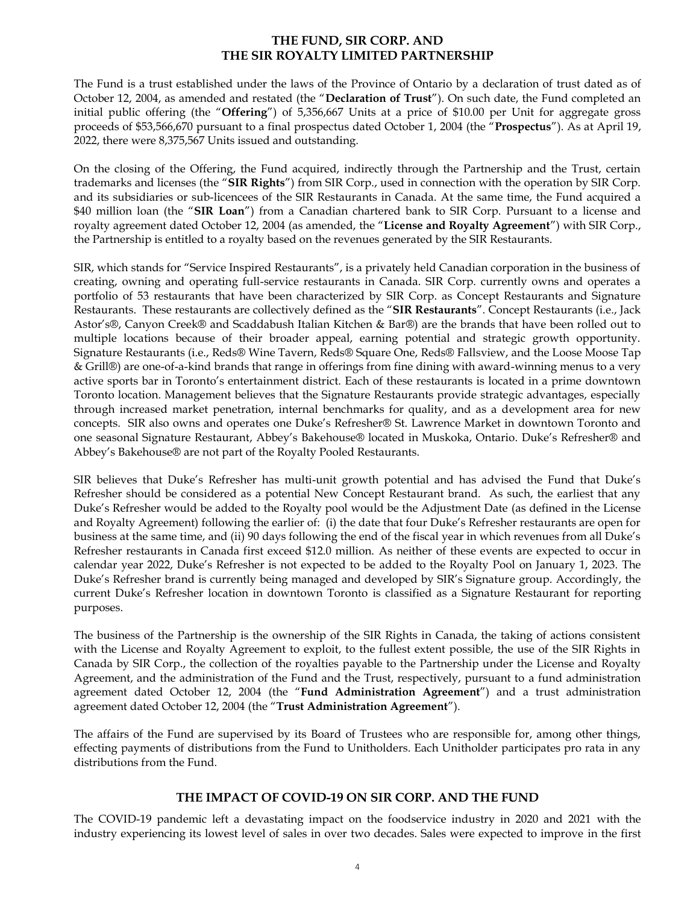## THE FUND, SIR CORP. AND THE SIR ROYALTY LIMITED PARTNERSHIP

The Fund is a trust established under the laws of the Province of Ontario by a declaration of trust dated as of October 12, 2004, as amended and restated (the "**Declaration of Trust**"). On such date, the Fund completed an initial public offering (the "**Offering**") of 5,356,667 Units at a price of $10.00 per Unit for aggregate gross proceeds of $53,566,670 pursuant to a final prospectus dated October 1, 2004 (the "**Prospectus**"). As at April 19, 2022, there were 8,375,567 Units issued and outstanding.

On the closing of the Offering, the Fund acquired, indirectly through the Partnership and the Trust, certain trademarks and licenses (the "**SIR Rights**") from SIR Corp., used in connection with the operation by SIR Corp. and its subsidiaries or sub-licencees of the SIR Restaurants in Canada. At the same time, the Fund acquired a $40 million loan (the "**SIR Loan**") from a Canadian chartered bank to SIR Corp. Pursuant to a license and royalty agreement dated October 12, 2004 (as amended, the "**License and Royalty Agreement**") with SIR Corp., the Partnership is entitled to a royalty based on the revenues generated by the SIR Restaurants.

SIR, which stands for "Service Inspired Restaurants", is a privately held Canadian corporation in the business of creating, owning and operating full-service restaurants in Canada. SIR Corp. currently owns and operates a portfolio of 53 restaurants that have been characterized by SIR Corp. as Concept Restaurants and Signature Restaurants. These restaurants are collectively defined as the "**SIR Restaurants**". Concept Restaurants (i.e., Jack Astor's®, Canyon Creek® and Scaddabush Italian Kitchen & Bar®) are the brands that have been rolled out to multiple locations because of their broader appeal, earning potential and strategic growth opportunity. Signature Restaurants (i.e., Reds® Wine Tavern, Reds® Square One, Reds® Fallsview, and the Loose Moose Tap & Grill®) are one-of-a-kind brands that range in offerings from fine dining with award-winning menus to a very active sports bar in Toronto's entertainment district. Each of these restaurants is located in a prime downtown Toronto location. Management believes that the Signature Restaurants provide strategic advantages, especially through increased market penetration, internal benchmarks for quality, and as a development area for new concepts. SIR also owns and operates one Duke's Refresher® St. Lawrence Market in downtown Toronto and one seasonal Signature Restaurant, Abbey's Bakehouse® located in Muskoka, Ontario. Duke's Refresher® and Abbey's Bakehouse® are not part of the Royalty Pooled Restaurants.

SIR believes that Duke's Refresher has multi-unit growth potential and has advised the Fund that Duke's Refresher should be considered as a potential New Concept Restaurant brand. As such, the earliest that any Duke's Refresher would be added to the Royalty pool would be the Adjustment Date (as defined in the License and Royalty Agreement) following the earlier of: (i) the date that four Duke's Refresher restaurants are open for business at the same time, and (ii) 90 days following the end of the fiscal year in which revenues from all Duke's Refresher restaurants in Canada first exceed $12.0 million. As neither of these events are expected to occur in calendar year 2022, Duke's Refresher is not expected to be added to the Royalty Pool on January 1, 2023. The Duke's Refresher brand is currently being managed and developed by SIR's Signature group. Accordingly, the current Duke's Refresher location in downtown Toronto is classified as a Signature Restaurant for reporting purposes.

The business of the Partnership is the ownership of the SIR Rights in Canada, the taking of actions consistent with the License and Royalty Agreement to exploit, to the fullest extent possible, the use of the SIR Rights in Canada by SIR Corp., the collection of the royalties payable to the Partnership under the License and Royalty Agreement, and the administration of the Fund and the Trust, respectively, pursuant to a fund administration agreement dated October 12, 2004 (the "**Fund Administration Agreement**") and a trust administration agreement dated October 12, 2004 (the "**Trust Administration Agreement**").

The affairs of the Fund are supervised by its Board of Trustees who are responsible for, among other things, effecting payments of distributions from the Fund to Unitholders. Each Unitholder participates pro rata in any distributions from the Fund.

## THE IMPACT OF COVID-19 ON SIR CORP. AND THE FUND

The COVID-19 pandemic left a devastating impact on the foodservice industry in 2020 and 2021 with the industry experiencing its lowest level of sales in over two decades. Sales were expected to improve in the first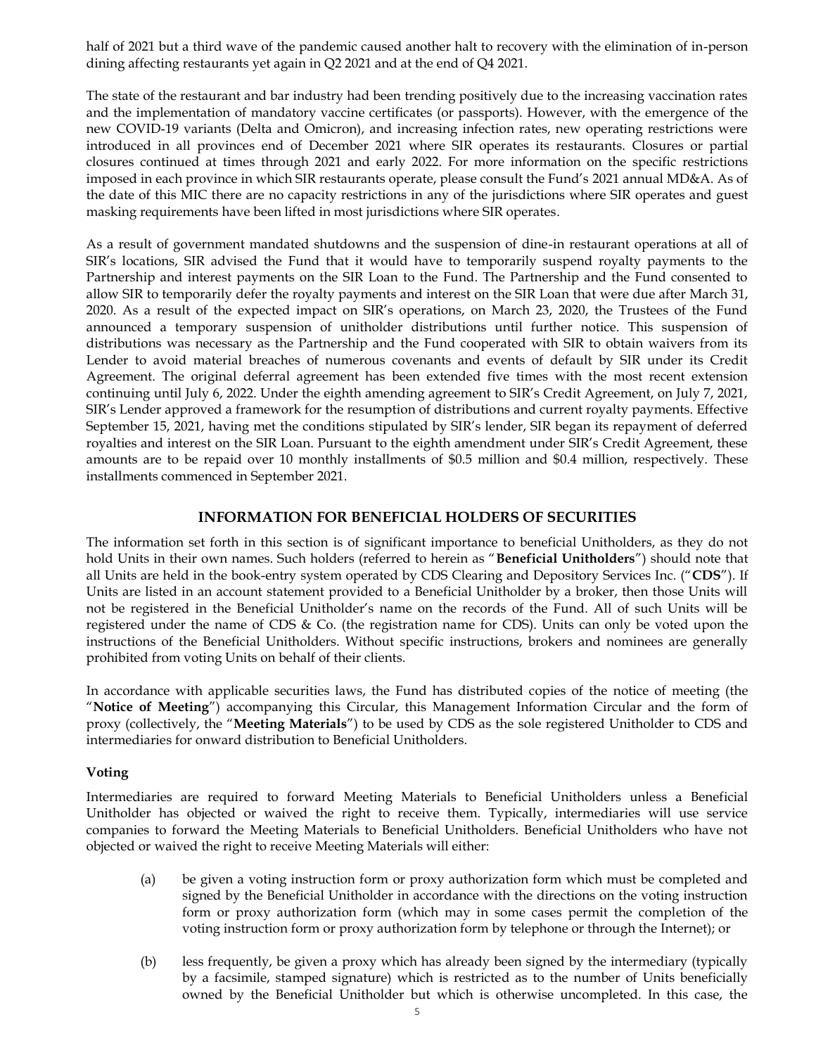half of 2021 but a third wave of the pandemic caused another halt to recovery with the elimination of in-person dining affecting restaurants yet again in Q2 2021 and at the end of Q4 2021.

The state of the restaurant and bar industry had been trending positively due to the increasing vaccination rates and the implementation of mandatory vaccine certificates (or passports). However, with the emergence of the new COVID-19 variants (Delta and Omicron), and increasing infection rates, new operating restrictions were introduced in all provinces end of December 2021 where SIR operates its restaurants. Closures or partial closures continued at times through 2021 and early 2022. For more information on the specific restrictions imposed in each province in which SIR restaurants operate, please consult the Fund's 2021 annual MD&A. As of the date of this MIC there are no capacity restrictions in any of the jurisdictions where SIR operates and guest masking requirements have been lifted in most jurisdictions where SIR operates.

As a result of government mandated shutdowns and the suspension of dine-in restaurant operations at all of SIR's locations, SIR advised the Fund that it would have to temporarily suspend royalty payments to the Partnership and interest payments on the SIR Loan to the Fund. The Partnership and the Fund consented to allow SIR to temporarily defer the royalty payments and interest on the SIR Loan that were due after March 31, 2020. As a result of the expected impact on SIR's operations, on March 23, 2020, the Trustees of the Fund announced a temporary suspension of unitholder distributions until further notice. This suspension of distributions was necessary as the Partnership and the Fund cooperated with SIR to obtain waivers from its Lender to avoid material breaches of numerous covenants and events of default by SIR under its Credit Agreement. The original deferral agreement has been extended five times with the most recent extension continuing until July 6, 2022. Under the eighth amending agreement to SIR's Credit Agreement, on July 7, 2021, SIR's Lender approved a framework for the resumption of distributions and current royalty payments. Effective September 15, 2021, having met the conditions stipulated by SIR's lender, SIR began its repayment of deferred royalties and interest on the SIR Loan. Pursuant to the eighth amendment under SIR's Credit Agreement, these amounts are to be repaid over 10 monthly installments of $0.5 million and $0.4 million, respectively. These installments commenced in September 2021.

## INFORMATION FOR BENEFICIAL HOLDERS OF SECURITIES

The information set forth in this section is of significant importance to beneficial Unitholders, as they do not hold Units in their own names. Such holders (referred to herein as "**Beneficial Unitholders**") should note that all Units are held in the book-entry system operated by CDS Clearing and Depository Services Inc. ("**CDS**"). If Units are listed in an account statement provided to a Beneficial Unitholder by a broker, then those Units will not be registered in the Beneficial Unitholder's name on the records of the Fund. All of such Units will be registered under the name of CDS & Co. (the registration name for CDS). Units can only be voted upon the instructions of the Beneficial Unitholders. Without specific instructions, brokers and nominees are generally prohibited from voting Units on behalf of their clients.

In accordance with applicable securities laws, the Fund has distributed copies of the notice of meeting (the "**Notice of Meeting**") accompanying this Circular, this Management Information Circular and the form of proxy (collectively, the "**Meeting Materials**") to be used by CDS as the sole registered Unitholder to CDS and intermediaries for onward distribution to Beneficial Unitholders.

### Voting

Intermediaries are required to forward Meeting Materials to Beneficial Unitholders unless a Beneficial Unitholder has objected or waived the right to receive them. Typically, intermediaries will use service companies to forward the Meeting Materials to Beneficial Unitholders. Beneficial Unitholders who have not objected or waived the right to receive Meeting Materials will either:

(a) be given a voting instruction form or proxy authorization form which must be completed and signed by the Beneficial Unitholder in accordance with the directions on the voting instruction form or proxy authorization form (which may in some cases permit the completion of the voting instruction form or proxy authorization form by telephone or through the Internet); or

(b) less frequently, be given a proxy which has already been signed by the intermediary (typically by a facsimile, stamped signature) which is restricted as to the number of Units beneficially owned by the Beneficial Unitholder but which is otherwise uncompleted. In this case, the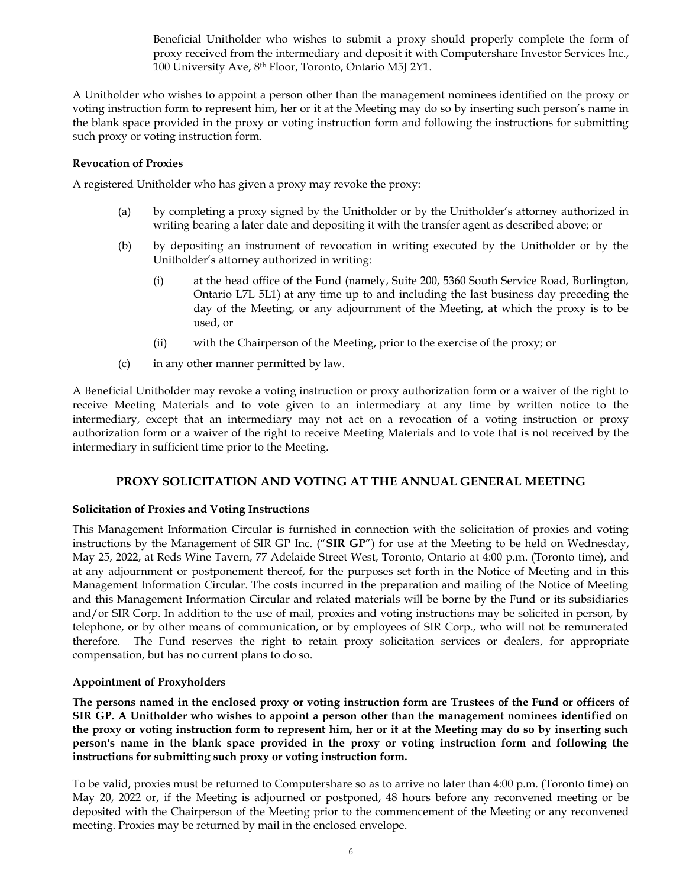Beneficial Unitholder who wishes to submit a proxy should properly complete the form of proxy received from the intermediary and deposit it with Computershare Investor Services Inc., 100 University Ave, 8th Floor, Toronto, Ontario M5J 2Y1.

A Unitholder who wishes to appoint a person other than the management nominees identified on the proxy or voting instruction form to represent him, her or it at the Meeting may do so by inserting such person's name in the blank space provided in the proxy or voting instruction form and following the instructions for submitting such proxy or voting instruction form.

**Revocation of Proxies**

A registered Unitholder who has given a proxy may revoke the proxy:

(a) by completing a proxy signed by the Unitholder or by the Unitholder's attorney authorized in writing bearing a later date and depositing it with the transfer agent as described above; or

(b) by depositing an instrument of revocation in writing executed by the Unitholder or by the Unitholder's attorney authorized in writing:

  (i) at the head office of the Fund (namely, Suite 200, 5360 South Service Road, Burlington, Ontario L7L 5L1) at any time up to and including the last business day preceding the day of the Meeting, or any adjournment of the Meeting, at which the proxy is to be used, or

  (ii) with the Chairperson of the Meeting, prior to the exercise of the proxy; or

(c) in any other manner permitted by law.

A Beneficial Unitholder may revoke a voting instruction or proxy authorization form or a waiver of the right to receive Meeting Materials and to vote given to an intermediary at any time by written notice to the intermediary, except that an intermediary may not act on a revocation of a voting instruction or proxy authorization form or a waiver of the right to receive Meeting Materials and to vote that is not received by the intermediary in sufficient time prior to the Meeting.

## PROXY SOLICITATION AND VOTING AT THE ANNUAL GENERAL MEETING

**Solicitation of Proxies and Voting Instructions**

This Management Information Circular is furnished in connection with the solicitation of proxies and voting instructions by the Management of SIR GP Inc. ("**SIR GP**") for use at the Meeting to be held on Wednesday, May 25, 2022, at Reds Wine Tavern, 77 Adelaide Street West, Toronto, Ontario at 4:00 p.m. (Toronto time), and at any adjournment or postponement thereof, for the purposes set forth in the Notice of Meeting and in this Management Information Circular. The costs incurred in the preparation and mailing of the Notice of Meeting and this Management Information Circular and related materials will be borne by the Fund or its subsidiaries and/or SIR Corp. In addition to the use of mail, proxies and voting instructions may be solicited in person, by telephone, or by other means of communication, or by employees of SIR Corp., who will not be remunerated therefore. The Fund reserves the right to retain proxy solicitation services or dealers, for appropriate compensation, but has no current plans to do so.

**Appointment of Proxyholders**

**The persons named in the enclosed proxy or voting instruction form are Trustees of the Fund or officers of SIR GP. A Unitholder who wishes to appoint a person other than the management nominees identified on the proxy or voting instruction form to represent him, her or it at the Meeting may do so by inserting such person's name in the blank space provided in the proxy or voting instruction form and following the instructions for submitting such proxy or voting instruction form.**

To be valid, proxies must be returned to Computershare so as to arrive no later than 4:00 p.m. (Toronto time) on May 20, 2022 or, if the Meeting is adjourned or postponed, 48 hours before any reconvened meeting or be deposited with the Chairperson of the Meeting prior to the commencement of the Meeting or any reconvened meeting. Proxies may be returned by mail in the enclosed envelope.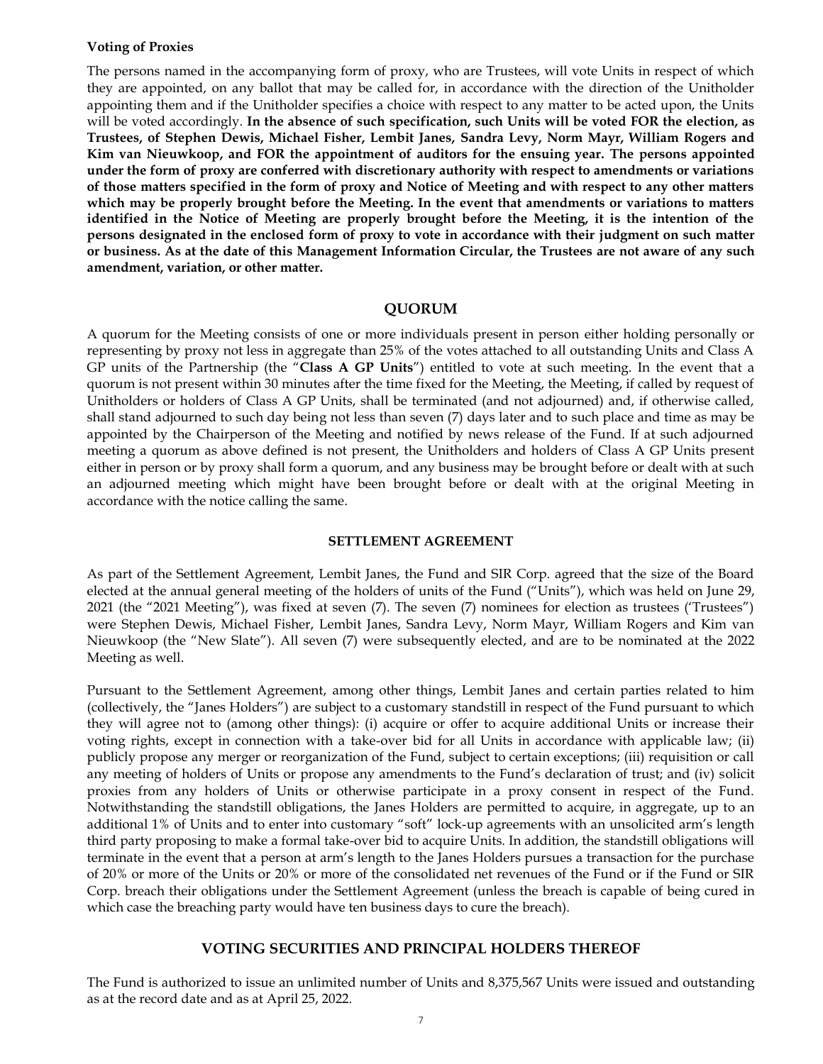**Voting of Proxies**

The persons named in the accompanying form of proxy, who are Trustees, will vote Units in respect of which they are appointed, on any ballot that may be called for, in accordance with the direction of the Unitholder appointing them and if the Unitholder specifies a choice with respect to any matter to be acted upon, the Units will be voted accordingly. **In the absence of such specification, such Units will be voted FOR the election, as Trustees, of Stephen Dewis, Michael Fisher, Lembit Janes, Sandra Levy, Norm Mayr, William Rogers and Kim van Nieuwkoop, and FOR the appointment of auditors for the ensuing year. The persons appointed under the form of proxy are conferred with discretionary authority with respect to amendments or variations of those matters specified in the form of proxy and Notice of Meeting and with respect to any other matters which may be properly brought before the Meeting. In the event that amendments or variations to matters identified in the Notice of Meeting are properly brought before the Meeting, it is the intention of the persons designated in the enclosed form of proxy to vote in accordance with their judgment on such matter or business. As at the date of this Management Information Circular, the Trustees are not aware of any such amendment, variation, or other matter.**

## QUORUM

A quorum for the Meeting consists of one or more individuals present in person either holding personally or representing by proxy not less in aggregate than 25% of the votes attached to all outstanding Units and Class A GP units of the Partnership (the "**Class A GP Units**") entitled to vote at such meeting. In the event that a quorum is not present within 30 minutes after the time fixed for the Meeting, the Meeting, if called by request of Unitholders or holders of Class A GP Units, shall be terminated (and not adjourned) and, if otherwise called, shall stand adjourned to such day being not less than seven (7) days later and to such place and time as may be appointed by the Chairperson of the Meeting and notified by news release of the Fund. If at such adjourned meeting a quorum as above defined is not present, the Unitholders and holders of Class A GP Units present either in person or by proxy shall form a quorum, and any business may be brought before or dealt with at such an adjourned meeting which might have been brought before or dealt with at the original Meeting in accordance with the notice calling the same.

## SETTLEMENT AGREEMENT

As part of the Settlement Agreement, Lembit Janes, the Fund and SIR Corp. agreed that the size of the Board elected at the annual general meeting of the holders of units of the Fund ("Units"), which was held on June 29, 2021 (the "2021 Meeting"), was fixed at seven (7). The seven (7) nominees for election as trustees ('Trustees") were Stephen Dewis, Michael Fisher, Lembit Janes, Sandra Levy, Norm Mayr, William Rogers and Kim van Nieuwkoop (the "New Slate"). All seven (7) were subsequently elected, and are to be nominated at the 2022 Meeting as well.

Pursuant to the Settlement Agreement, among other things, Lembit Janes and certain parties related to him (collectively, the "Janes Holders") are subject to a customary standstill in respect of the Fund pursuant to which they will agree not to (among other things): (i) acquire or offer to acquire additional Units or increase their voting rights, except in connection with a take-over bid for all Units in accordance with applicable law; (ii) publicly propose any merger or reorganization of the Fund, subject to certain exceptions; (iii) requisition or call any meeting of holders of Units or propose any amendments to the Fund's declaration of trust; and (iv) solicit proxies from any holders of Units or otherwise participate in a proxy consent in respect of the Fund. Notwithstanding the standstill obligations, the Janes Holders are permitted to acquire, in aggregate, up to an additional 1% of Units and to enter into customary "soft" lock-up agreements with an unsolicited arm's length third party proposing to make a formal take-over bid to acquire Units. In addition, the standstill obligations will terminate in the event that a person at arm's length to the Janes Holders pursues a transaction for the purchase of 20% or more of the Units or 20% or more of the consolidated net revenues of the Fund or if the Fund or SIR Corp. breach their obligations under the Settlement Agreement (unless the breach is capable of being cured in which case the breaching party would have ten business days to cure the breach).

## VOTING SECURITIES AND PRINCIPAL HOLDERS THEREOF

The Fund is authorized to issue an unlimited number of Units and 8,375,567 Units were issued and outstanding as at the record date and as at April 25, 2022.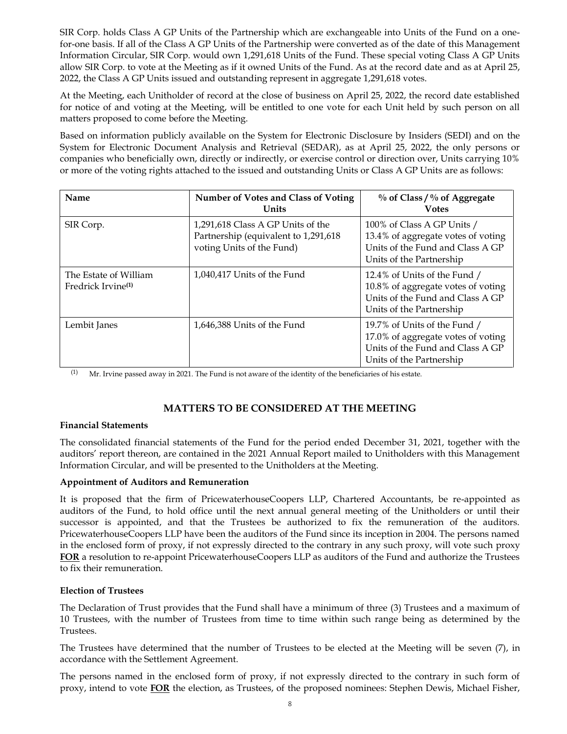SIR Corp. holds Class A GP Units of the Partnership which are exchangeable into Units of the Fund on a one-for-one basis. If all of the Class A GP Units of the Partnership were converted as of the date of this Management Information Circular, SIR Corp. would own 1,291,618 Units of the Fund. These special voting Class A GP Units allow SIR Corp. to vote at the Meeting as if it owned Units of the Fund. As at the record date and as at April 25, 2022, the Class A GP Units issued and outstanding represent in aggregate 1,291,618 votes.

At the Meeting, each Unitholder of record at the close of business on April 25, 2022, the record date established for notice of and voting at the Meeting, will be entitled to one vote for each Unit held by such person on all matters proposed to come before the Meeting.

Based on information publicly available on the System for Electronic Disclosure by Insiders (SEDI) and on the System for Electronic Document Analysis and Retrieval (SEDAR), as at April 25, 2022, the only persons or companies who beneficially own, directly or indirectly, or exercise control or direction over, Units carrying 10% or more of the voting rights attached to the issued and outstanding Units or Class A GP Units are as follows:

| **Name** | **Number of Votes and Class of Voting Units** | **% of Class / % of Aggregate Votes** |
|---|---|---|
| SIR Corp. | 1,291,618 Class A GP Units of the Partnership (equivalent to 1,291,618 voting Units of the Fund) | 100% of Class A GP Units / 13.4% of aggregate votes of voting Units of the Fund and Class A GP Units of the Partnership |
| The Estate of William Fredrick Irvine[(1)] | 1,040,417 Units of the Fund | 12.4% of Units of the Fund / 10.8% of aggregate votes of voting Units of the Fund and Class A GP Units of the Partnership |
| Lembit Janes | 1,646,388 Units of the Fund | 19.7% of Units of the Fund / 17.0% of aggregate votes of voting Units of the Fund and Class A GP Units of the Partnership |

(1) Mr. Irvine passed away in 2021. The Fund is not aware of the identity of the beneficiaries of his estate.

## MATTERS TO BE CONSIDERED AT THE MEETING

**Financial Statements**

The consolidated financial statements of the Fund for the period ended December 31, 2021, together with the auditors' report thereon, are contained in the 2021 Annual Report mailed to Unitholders with this Management Information Circular, and will be presented to the Unitholders at the Meeting.

**Appointment of Auditors and Remuneration**

It is proposed that the firm of PricewaterhouseCoopers LLP, Chartered Accountants, be re-appointed as auditors of the Fund, to hold office until the next annual general meeting of the Unitholders or until their successor is appointed, and that the Trustees be authorized to fix the remuneration of the auditors. PricewaterhouseCoopers LLP have been the auditors of the Fund since its inception in 2004. The persons named in the enclosed form of proxy, if not expressly directed to the contrary in any such proxy, will vote such proxy **FOR** a resolution to re-appoint PricewaterhouseCoopers LLP as auditors of the Fund and authorize the Trustees to fix their remuneration.

**Election of Trustees**

The Declaration of Trust provides that the Fund shall have a minimum of three (3) Trustees and a maximum of 10 Trustees, with the number of Trustees from time to time within such range being as determined by the Trustees.

The Trustees have determined that the number of Trustees to be elected at the Meeting will be seven (7), in accordance with the Settlement Agreement.

The persons named in the enclosed form of proxy, if not expressly directed to the contrary in such form of proxy, intend to vote **FOR** the election, as Trustees, of the proposed nominees: Stephen Dewis, Michael Fisher,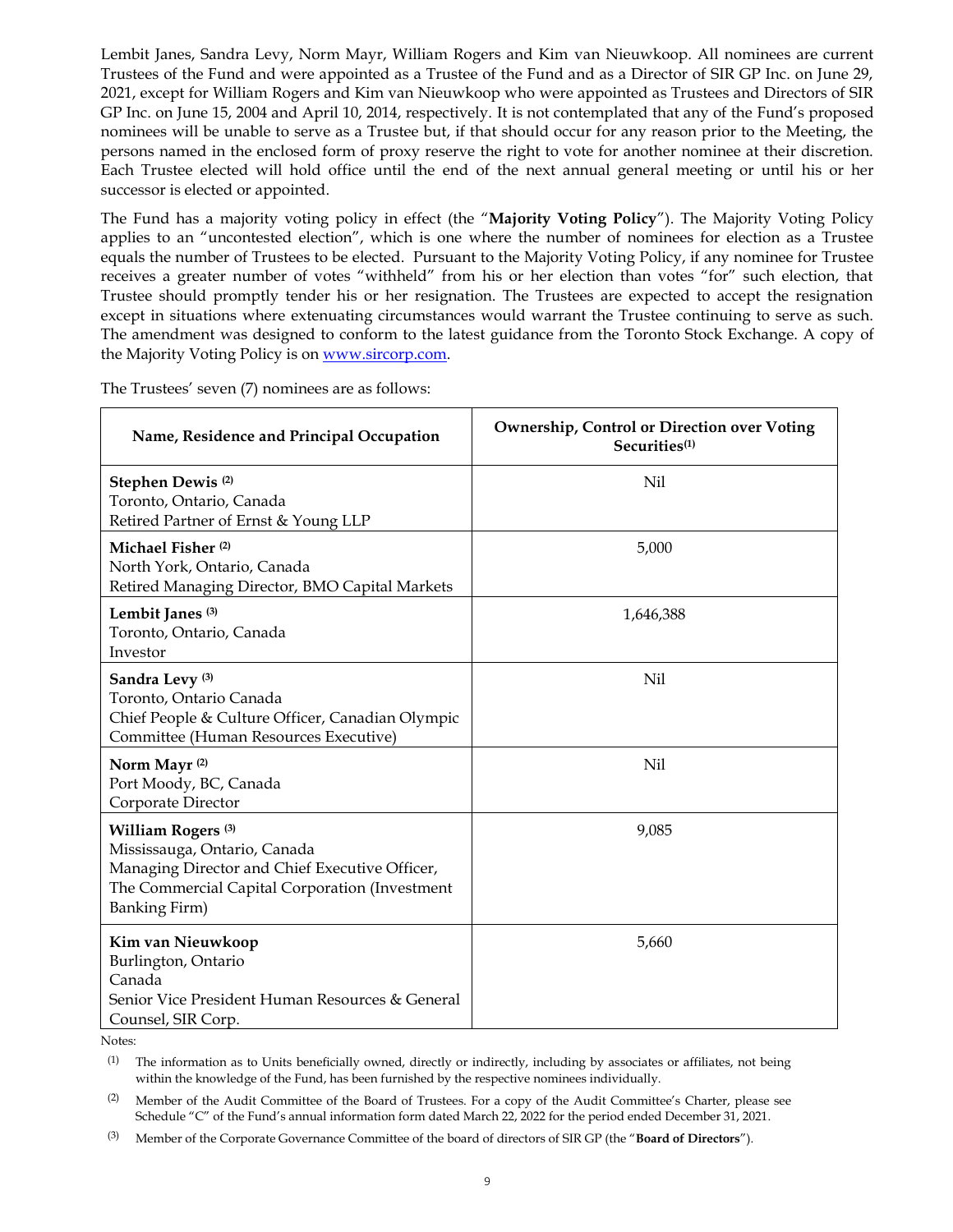Lembit Janes, Sandra Levy, Norm Mayr, William Rogers and Kim van Nieuwkoop. All nominees are current Trustees of the Fund and were appointed as a Trustee of the Fund and as a Director of SIR GP Inc. on June 29, 2021, except for William Rogers and Kim van Nieuwkoop who were appointed as Trustees and Directors of SIR GP Inc. on June 15, 2004 and April 10, 2014, respectively. It is not contemplated that any of the Fund's proposed nominees will be unable to serve as a Trustee but, if that should occur for any reason prior to the Meeting, the persons named in the enclosed form of proxy reserve the right to vote for another nominee at their discretion. Each Trustee elected will hold office until the end of the next annual general meeting or until his or her successor is elected or appointed.

The Fund has a majority voting policy in effect (the "**Majority Voting Policy**"). The Majority Voting Policy applies to an "uncontested election", which is one where the number of nominees for election as a Trustee equals the number of Trustees to be elected. Pursuant to the Majority Voting Policy, if any nominee for Trustee receives a greater number of votes "withheld" from his or her election than votes "for" such election, that Trustee should promptly tender his or her resignation. The Trustees are expected to accept the resignation except in situations where extenuating circumstances would warrant the Trustee continuing to serve as such. The amendment was designed to conform to the latest guidance from the Toronto Stock Exchange. A copy of the Majority Voting Policy is on www.sircorp.com.

The Trustees' seven (7) nominees are as follows:

| Name, Residence and Principal Occupation | Ownership, Control or Direction over Voting Securities[(1)] |
|---|---|
| **Stephen Dewis** [(2)]<br>Toronto, Ontario, Canada<br>Retired Partner of Ernst & Young LLP | Nil |
| **Michael Fisher** [(2)]<br>North York, Ontario, Canada<br>Retired Managing Director, BMO Capital Markets | 5,000 |
| **Lembit Janes** [(3)]<br>Toronto, Ontario, Canada<br>Investor | 1,646,388 |
| **Sandra Levy** [(3)]<br>Toronto, Ontario Canada<br>Chief People & Culture Officer, Canadian Olympic Committee (Human Resources Executive) | Nil |
| **Norm Mayr** [(2)]<br>Port Moody, BC, Canada<br>Corporate Director | Nil |
| **William Rogers** [(3)]<br>Mississauga, Ontario, Canada<br>Managing Director and Chief Executive Officer, The Commercial Capital Corporation (Investment Banking Firm) | 9,085 |
| **Kim van Nieuwkoop**<br>Burlington, Ontario<br>Canada<br>Senior Vice President Human Resources & General Counsel, SIR Corp. | 5,660 |

Notes:

(1) The information as to Units beneficially owned, directly or indirectly, including by associates or affiliates, not being within the knowledge of the Fund, has been furnished by the respective nominees individually.

(2) Member of the Audit Committee of the Board of Trustees. For a copy of the Audit Committee's Charter, please see Schedule "C" of the Fund's annual information form dated March 22, 2022 for the period ended December 31, 2021.

(3) Member of the Corporate Governance Committee of the board of directors of SIR GP (the "**Board of Directors**").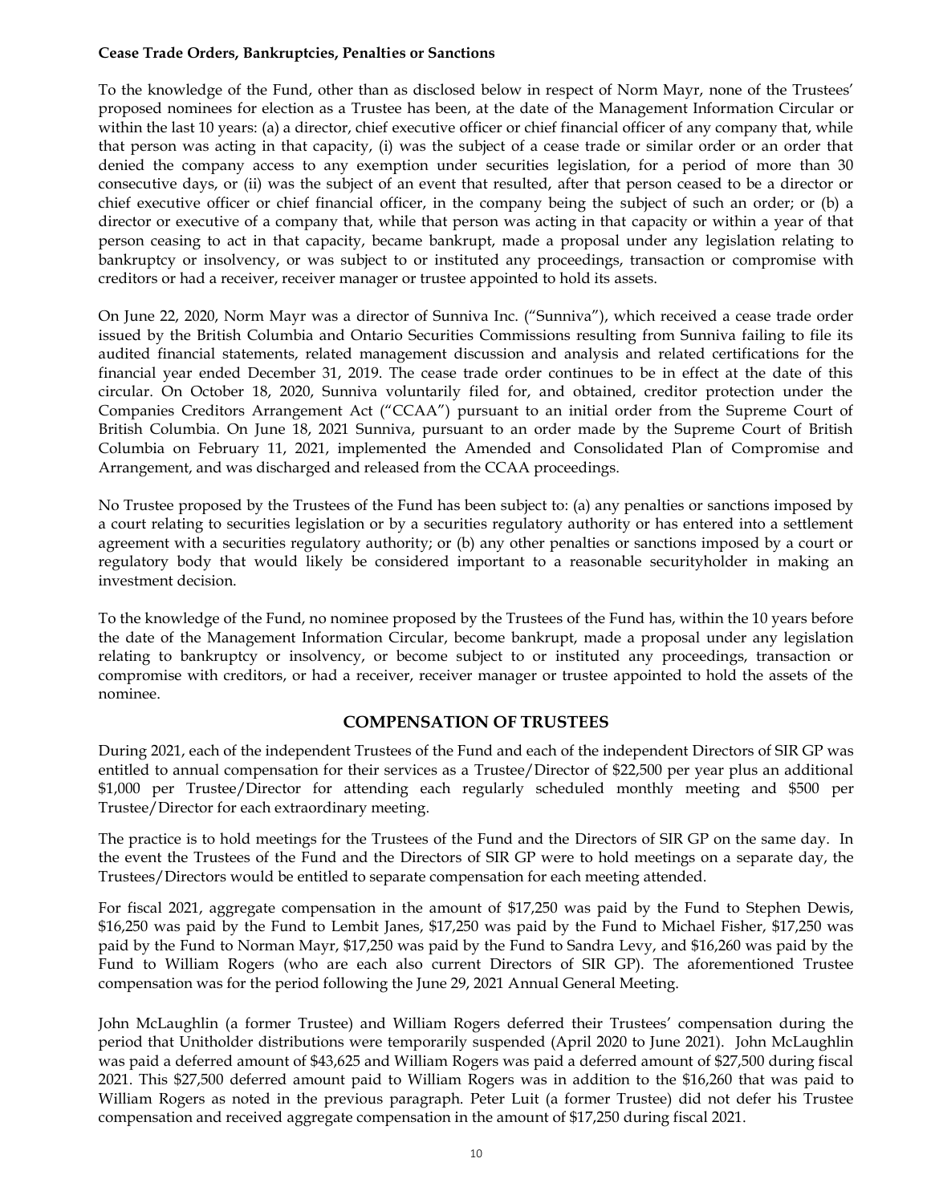**Cease Trade Orders, Bankruptcies, Penalties or Sanctions**

To the knowledge of the Fund, other than as disclosed below in respect of Norm Mayr, none of the Trustees' proposed nominees for election as a Trustee has been, at the date of the Management Information Circular or within the last 10 years: (a) a director, chief executive officer or chief financial officer of any company that, while that person was acting in that capacity, (i) was the subject of a cease trade or similar order or an order that denied the company access to any exemption under securities legislation, for a period of more than 30 consecutive days, or (ii) was the subject of an event that resulted, after that person ceased to be a director or chief executive officer or chief financial officer, in the company being the subject of such an order; or (b) a director or executive of a company that, while that person was acting in that capacity or within a year of that person ceasing to act in that capacity, became bankrupt, made a proposal under any legislation relating to bankruptcy or insolvency, or was subject to or instituted any proceedings, transaction or compromise with creditors or had a receiver, receiver manager or trustee appointed to hold its assets.

On June 22, 2020, Norm Mayr was a director of Sunniva Inc. ("Sunniva"), which received a cease trade order issued by the British Columbia and Ontario Securities Commissions resulting from Sunniva failing to file its audited financial statements, related management discussion and analysis and related certifications for the financial year ended December 31, 2019. The cease trade order continues to be in effect at the date of this circular. On October 18, 2020, Sunniva voluntarily filed for, and obtained, creditor protection under the Companies Creditors Arrangement Act ("CCAA") pursuant to an initial order from the Supreme Court of British Columbia. On June 18, 2021 Sunniva, pursuant to an order made by the Supreme Court of British Columbia on February 11, 2021, implemented the Amended and Consolidated Plan of Compromise and Arrangement, and was discharged and released from the CCAA proceedings.

No Trustee proposed by the Trustees of the Fund has been subject to: (a) any penalties or sanctions imposed by a court relating to securities legislation or by a securities regulatory authority or has entered into a settlement agreement with a securities regulatory authority; or (b) any other penalties or sanctions imposed by a court or regulatory body that would likely be considered important to a reasonable securityholder in making an investment decision.

To the knowledge of the Fund, no nominee proposed by the Trustees of the Fund has, within the 10 years before the date of the Management Information Circular, become bankrupt, made a proposal under any legislation relating to bankruptcy or insolvency, or become subject to or instituted any proceedings, transaction or compromise with creditors, or had a receiver, receiver manager or trustee appointed to hold the assets of the nominee.

## COMPENSATION OF TRUSTEES

During 2021, each of the independent Trustees of the Fund and each of the independent Directors of SIR GP was entitled to annual compensation for their services as a Trustee/Director of $22,500 per year plus an additional $1,000 per Trustee/Director for attending each regularly scheduled monthly meeting and $500 per Trustee/Director for each extraordinary meeting.

The practice is to hold meetings for the Trustees of the Fund and the Directors of SIR GP on the same day. In the event the Trustees of the Fund and the Directors of SIR GP were to hold meetings on a separate day, the Trustees/Directors would be entitled to separate compensation for each meeting attended.

For fiscal 2021, aggregate compensation in the amount of $17,250 was paid by the Fund to Stephen Dewis, $16,250 was paid by the Fund to Lembit Janes, $17,250 was paid by the Fund to Michael Fisher, $17,250 was paid by the Fund to Norman Mayr, $17,250 was paid by the Fund to Sandra Levy, and $16,260 was paid by the Fund to William Rogers (who are each also current Directors of SIR GP). The aforementioned Trustee compensation was for the period following the June 29, 2021 Annual General Meeting.

John McLaughlin (a former Trustee) and William Rogers deferred their Trustees' compensation during the period that Unitholder distributions were temporarily suspended (April 2020 to June 2021). John McLaughlin was paid a deferred amount of $43,625 and William Rogers was paid a deferred amount of $27,500 during fiscal 2021. This $27,500 deferred amount paid to William Rogers was in addition to the $16,260 that was paid to William Rogers as noted in the previous paragraph. Peter Luit (a former Trustee) did not defer his Trustee compensation and received aggregate compensation in the amount of $17,250 during fiscal 2021.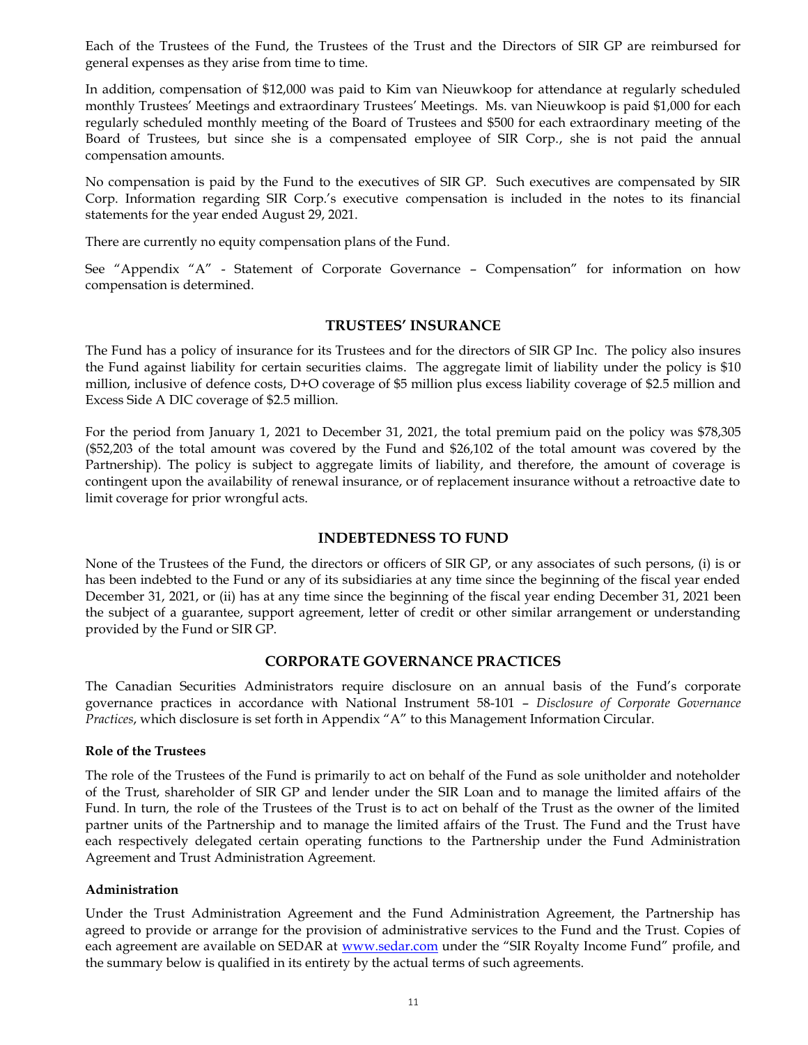Each of the Trustees of the Fund, the Trustees of the Trust and the Directors of SIR GP are reimbursed for general expenses as they arise from time to time.

In addition, compensation of $12,000 was paid to Kim van Nieuwkoop for attendance at regularly scheduled monthly Trustees' Meetings and extraordinary Trustees' Meetings. Ms. van Nieuwkoop is paid $1,000 for each regularly scheduled monthly meeting of the Board of Trustees and $500 for each extraordinary meeting of the Board of Trustees, but since she is a compensated employee of SIR Corp., she is not paid the annual compensation amounts.

No compensation is paid by the Fund to the executives of SIR GP. Such executives are compensated by SIR Corp. Information regarding SIR Corp.'s executive compensation is included in the notes to its financial statements for the year ended August 29, 2021.

There are currently no equity compensation plans of the Fund.

See "Appendix "A" - Statement of Corporate Governance – Compensation" for information on how compensation is determined.

## TRUSTEES' INSURANCE

The Fund has a policy of insurance for its Trustees and for the directors of SIR GP Inc. The policy also insures the Fund against liability for certain securities claims. The aggregate limit of liability under the policy is $10 million, inclusive of defence costs, D+O coverage of $5 million plus excess liability coverage of $2.5 million and Excess Side A DIC coverage of $2.5 million.

For the period from January 1, 2021 to December 31, 2021, the total premium paid on the policy was $78,305 ($52,203 of the total amount was covered by the Fund and $26,102 of the total amount was covered by the Partnership). The policy is subject to aggregate limits of liability, and therefore, the amount of coverage is contingent upon the availability of renewal insurance, or of replacement insurance without a retroactive date to limit coverage for prior wrongful acts.

## INDEBTEDNESS TO FUND

None of the Trustees of the Fund, the directors or officers of SIR GP, or any associates of such persons, (i) is or has been indebted to the Fund or any of its subsidiaries at any time since the beginning of the fiscal year ended December 31, 2021, or (ii) has at any time since the beginning of the fiscal year ending December 31, 2021 been the subject of a guarantee, support agreement, letter of credit or other similar arrangement or understanding provided by the Fund or SIR GP.

## CORPORATE GOVERNANCE PRACTICES

The Canadian Securities Administrators require disclosure on an annual basis of the Fund's corporate governance practices in accordance with National Instrument 58-101 – *Disclosure of Corporate Governance Practices*, which disclosure is set forth in Appendix "A" to this Management Information Circular.

### Role of the Trustees

The role of the Trustees of the Fund is primarily to act on behalf of the Fund as sole unitholder and noteholder of the Trust, shareholder of SIR GP and lender under the SIR Loan and to manage the limited affairs of the Fund. In turn, the role of the Trustees of the Trust is to act on behalf of the Trust as the owner of the limited partner units of the Partnership and to manage the limited affairs of the Trust. The Fund and the Trust have each respectively delegated certain operating functions to the Partnership under the Fund Administration Agreement and Trust Administration Agreement.

### Administration

Under the Trust Administration Agreement and the Fund Administration Agreement, the Partnership has agreed to provide or arrange for the provision of administrative services to the Fund and the Trust. Copies of each agreement are available on SEDAR at www.sedar.com under the "SIR Royalty Income Fund" profile, and the summary below is qualified in its entirety by the actual terms of such agreements.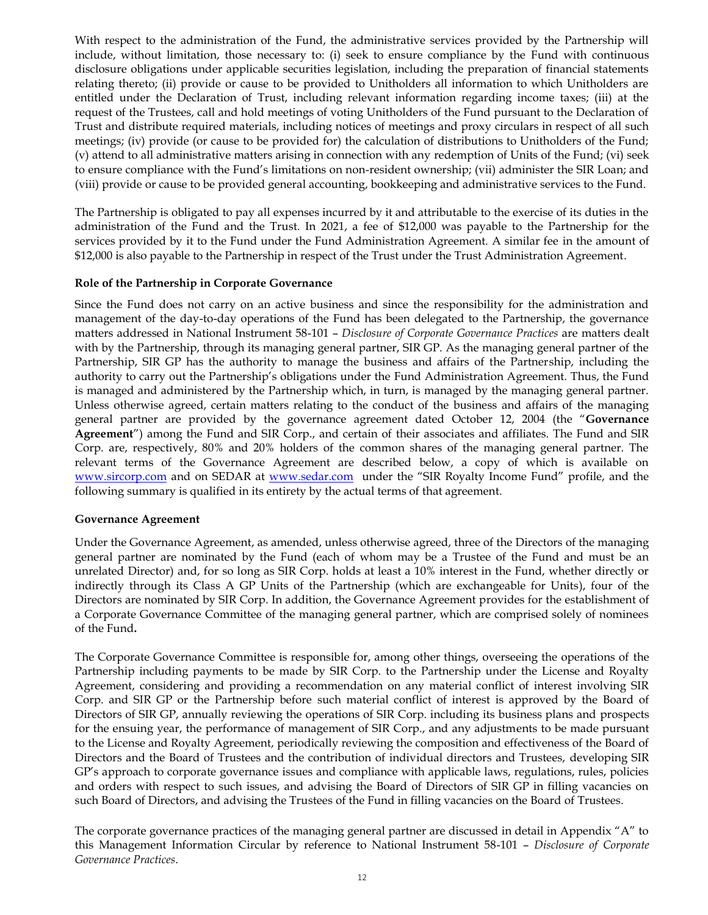With respect to the administration of the Fund, the administrative services provided by the Partnership will include, without limitation, those necessary to: (i) seek to ensure compliance by the Fund with continuous disclosure obligations under applicable securities legislation, including the preparation of financial statements relating thereto; (ii) provide or cause to be provided to Unitholders all information to which Unitholders are entitled under the Declaration of Trust, including relevant information regarding income taxes; (iii) at the request of the Trustees, call and hold meetings of voting Unitholders of the Fund pursuant to the Declaration of Trust and distribute required materials, including notices of meetings and proxy circulars in respect of all such meetings; (iv) provide (or cause to be provided for) the calculation of distributions to Unitholders of the Fund; (v) attend to all administrative matters arising in connection with any redemption of Units of the Fund; (vi) seek to ensure compliance with the Fund's limitations on non-resident ownership; (vii) administer the SIR Loan; and (viii) provide or cause to be provided general accounting, bookkeeping and administrative services to the Fund.

The Partnership is obligated to pay all expenses incurred by it and attributable to the exercise of its duties in the administration of the Fund and the Trust. In 2021, a fee of $12,000 was payable to the Partnership for the services provided by it to the Fund under the Fund Administration Agreement. A similar fee in the amount of $12,000 is also payable to the Partnership in respect of the Trust under the Trust Administration Agreement.

**Role of the Partnership in Corporate Governance**

Since the Fund does not carry on an active business and since the responsibility for the administration and management of the day-to-day operations of the Fund has been delegated to the Partnership, the governance matters addressed in National Instrument 58-101 – *Disclosure of Corporate Governance Practices* are matters dealt with by the Partnership, through its managing general partner, SIR GP. As the managing general partner of the Partnership, SIR GP has the authority to manage the business and affairs of the Partnership, including the authority to carry out the Partnership's obligations under the Fund Administration Agreement. Thus, the Fund is managed and administered by the Partnership which, in turn, is managed by the managing general partner. Unless otherwise agreed, certain matters relating to the conduct of the business and affairs of the managing general partner are provided by the governance agreement dated October 12, 2004 (the "**Governance Agreement**") among the Fund and SIR Corp., and certain of their associates and affiliates. The Fund and SIR Corp. are, respectively, 80% and 20% holders of the common shares of the managing general partner. The relevant terms of the Governance Agreement are described below, a copy of which is available on www.sircorp.com and on SEDAR at www.sedar.com under the "SIR Royalty Income Fund" profile, and the following summary is qualified in its entirety by the actual terms of that agreement.

**Governance Agreement**

Under the Governance Agreement, as amended, unless otherwise agreed, three of the Directors of the managing general partner are nominated by the Fund (each of whom may be a Trustee of the Fund and must be an unrelated Director) and, for so long as SIR Corp. holds at least a 10% interest in the Fund, whether directly or indirectly through its Class A GP Units of the Partnership (which are exchangeable for Units), four of the Directors are nominated by SIR Corp. In addition, the Governance Agreement provides for the establishment of a Corporate Governance Committee of the managing general partner, which are comprised solely of nominees of the Fund.

The Corporate Governance Committee is responsible for, among other things, overseeing the operations of the Partnership including payments to be made by SIR Corp. to the Partnership under the License and Royalty Agreement, considering and providing a recommendation on any material conflict of interest involving SIR Corp. and SIR GP or the Partnership before such material conflict of interest is approved by the Board of Directors of SIR GP, annually reviewing the operations of SIR Corp. including its business plans and prospects for the ensuing year, the performance of management of SIR Corp., and any adjustments to be made pursuant to the License and Royalty Agreement, periodically reviewing the composition and effectiveness of the Board of Directors and the Board of Trustees and the contribution of individual directors and Trustees, developing SIR GP's approach to corporate governance issues and compliance with applicable laws, regulations, rules, policies and orders with respect to such issues, and advising the Board of Directors of SIR GP in filling vacancies on such Board of Directors, and advising the Trustees of the Fund in filling vacancies on the Board of Trustees.

The corporate governance practices of the managing general partner are discussed in detail in Appendix "A" to this Management Information Circular by reference to National Instrument 58-101 – *Disclosure of Corporate Governance Practices*.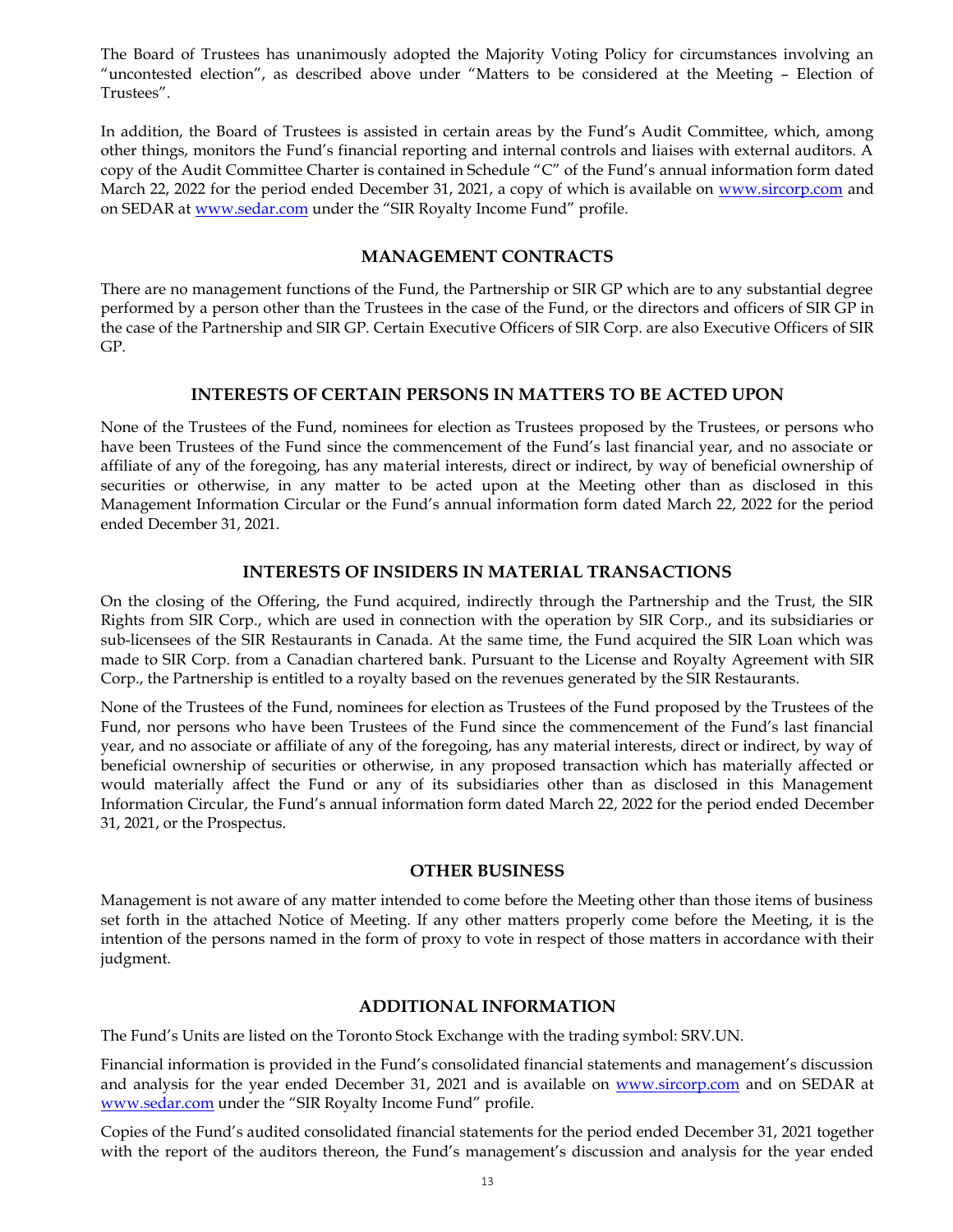The Board of Trustees has unanimously adopted the Majority Voting Policy for circumstances involving an "uncontested election", as described above under "Matters to be considered at the Meeting – Election of Trustees".

In addition, the Board of Trustees is assisted in certain areas by the Fund's Audit Committee, which, among other things, monitors the Fund's financial reporting and internal controls and liaises with external auditors. A copy of the Audit Committee Charter is contained in Schedule "C" of the Fund's annual information form dated March 22, 2022 for the period ended December 31, 2021, a copy of which is available on www.sircorp.com and on SEDAR at www.sedar.com under the "SIR Royalty Income Fund" profile.

## MANAGEMENT CONTRACTS

There are no management functions of the Fund, the Partnership or SIR GP which are to any substantial degree performed by a person other than the Trustees in the case of the Fund, or the directors and officers of SIR GP in the case of the Partnership and SIR GP. Certain Executive Officers of SIR Corp. are also Executive Officers of SIR GP.

## INTERESTS OF CERTAIN PERSONS IN MATTERS TO BE ACTED UPON

None of the Trustees of the Fund, nominees for election as Trustees proposed by the Trustees, or persons who have been Trustees of the Fund since the commencement of the Fund's last financial year, and no associate or affiliate of any of the foregoing, has any material interests, direct or indirect, by way of beneficial ownership of securities or otherwise, in any matter to be acted upon at the Meeting other than as disclosed in this Management Information Circular or the Fund's annual information form dated March 22, 2022 for the period ended December 31, 2021.

## INTERESTS OF INSIDERS IN MATERIAL TRANSACTIONS

On the closing of the Offering, the Fund acquired, indirectly through the Partnership and the Trust, the SIR Rights from SIR Corp., which are used in connection with the operation by SIR Corp., and its subsidiaries or sub-licensees of the SIR Restaurants in Canada. At the same time, the Fund acquired the SIR Loan which was made to SIR Corp. from a Canadian chartered bank. Pursuant to the License and Royalty Agreement with SIR Corp., the Partnership is entitled to a royalty based on the revenues generated by the SIR Restaurants.

None of the Trustees of the Fund, nominees for election as Trustees of the Fund proposed by the Trustees of the Fund, nor persons who have been Trustees of the Fund since the commencement of the Fund's last financial year, and no associate or affiliate of any of the foregoing, has any material interests, direct or indirect, by way of beneficial ownership of securities or otherwise, in any proposed transaction which has materially affected or would materially affect the Fund or any of its subsidiaries other than as disclosed in this Management Information Circular, the Fund's annual information form dated March 22, 2022 for the period ended December 31, 2021, or the Prospectus.

## OTHER BUSINESS

Management is not aware of any matter intended to come before the Meeting other than those items of business set forth in the attached Notice of Meeting. If any other matters properly come before the Meeting, it is the intention of the persons named in the form of proxy to vote in respect of those matters in accordance with their judgment.

## ADDITIONAL INFORMATION

The Fund's Units are listed on the Toronto Stock Exchange with the trading symbol: SRV.UN.

Financial information is provided in the Fund's consolidated financial statements and management's discussion and analysis for the year ended December 31, 2021 and is available on www.sircorp.com and on SEDAR at www.sedar.com under the "SIR Royalty Income Fund" profile.

Copies of the Fund's audited consolidated financial statements for the period ended December 31, 2021 together with the report of the auditors thereon, the Fund's management's discussion and analysis for the year ended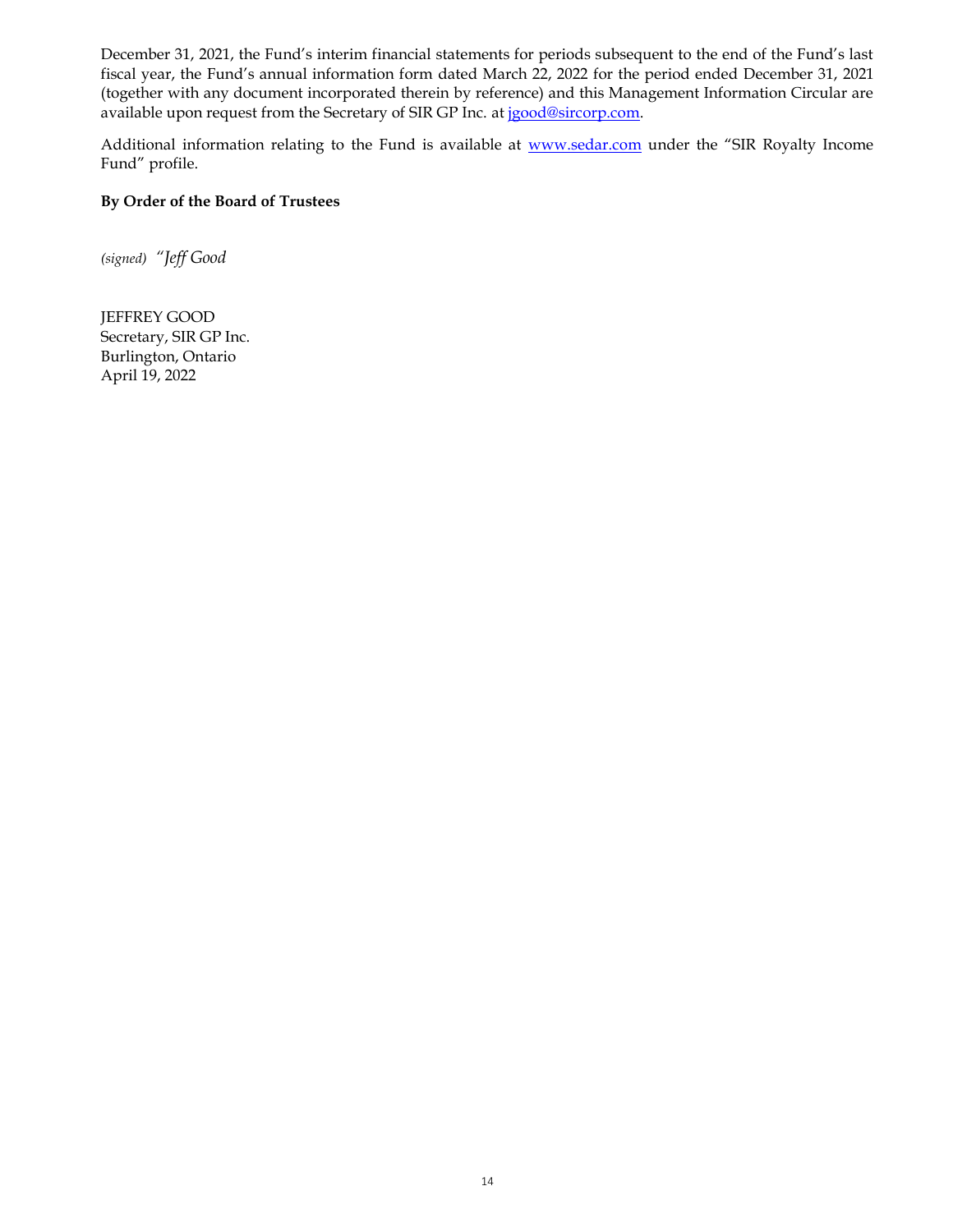December 31, 2021, the Fund's interim financial statements for periods subsequent to the end of the Fund's last fiscal year, the Fund's annual information form dated March 22, 2022 for the period ended December 31, 2021 (together with any document incorporated therein by reference) and this Management Information Circular are available upon request from the Secretary of SIR GP Inc. at jgood@sircorp.com.

Additional information relating to the Fund is available at www.sedar.com under the "SIR Royalty Income Fund" profile.

**By Order of the Board of Trustees**

*(signed)* *"Jeff Good*

JEFFREY GOOD
Secretary, SIR GP Inc.
Burlington, Ontario
April 19, 2022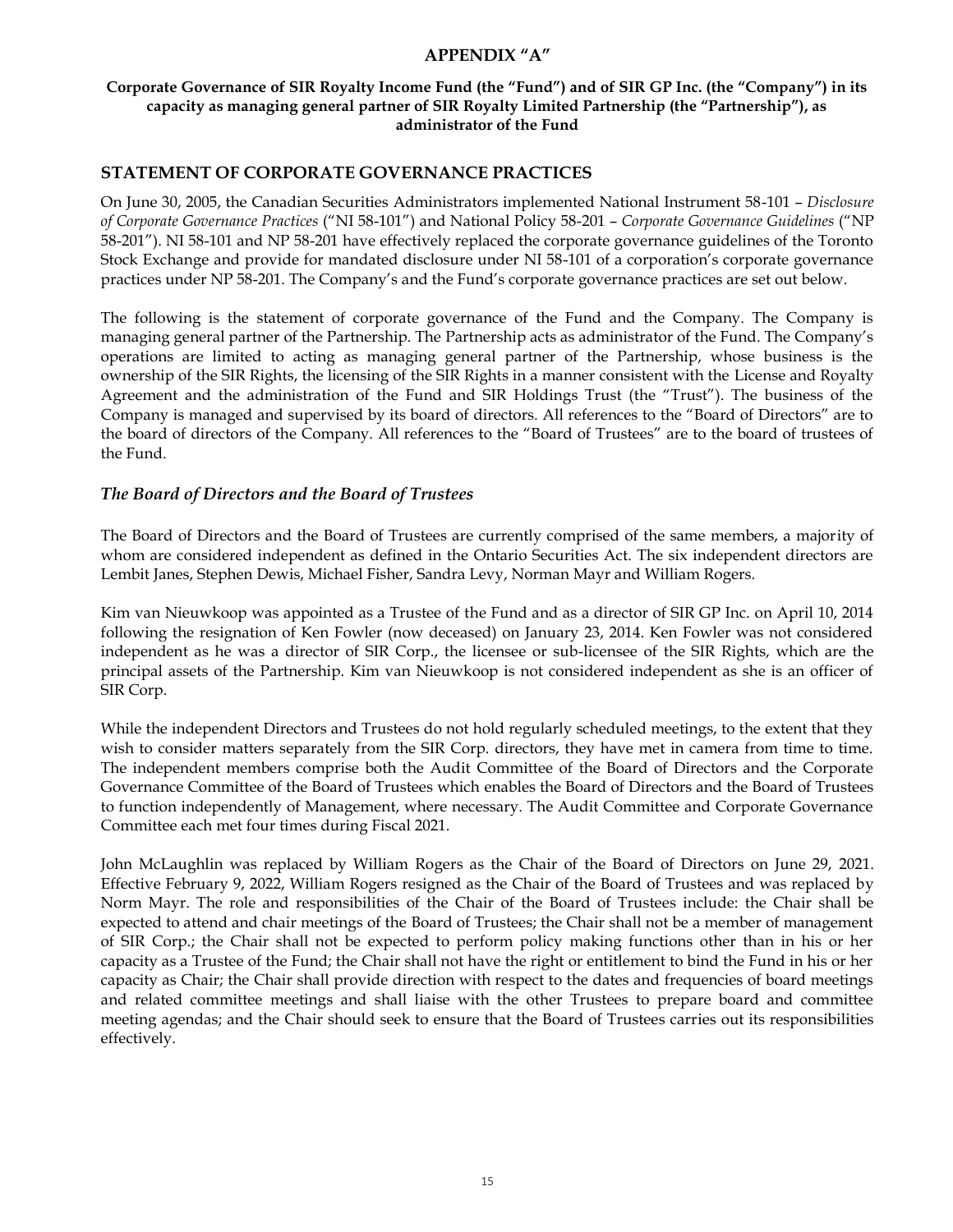# APPENDIX "A"

**Corporate Governance of SIR Royalty Income Fund (the "Fund") and of SIR GP Inc. (the "Company") in its capacity as managing general partner of SIR Royalty Limited Partnership (the "Partnership"), as administrator of the Fund**

## STATEMENT OF CORPORATE GOVERNANCE PRACTICES

On June 30, 2005, the Canadian Securities Administrators implemented National Instrument 58-101 – *Disclosure of Corporate Governance Practices* ("NI 58-101") and National Policy 58-201 – *Corporate Governance Guidelines* ("NP 58-201"). NI 58-101 and NP 58-201 have effectively replaced the corporate governance guidelines of the Toronto Stock Exchange and provide for mandated disclosure under NI 58-101 of a corporation's corporate governance practices under NP 58-201. The Company's and the Fund's corporate governance practices are set out below.

The following is the statement of corporate governance of the Fund and the Company. The Company is managing general partner of the Partnership. The Partnership acts as administrator of the Fund. The Company's operations are limited to acting as managing general partner of the Partnership, whose business is the ownership of the SIR Rights, the licensing of the SIR Rights in a manner consistent with the License and Royalty Agreement and the administration of the Fund and SIR Holdings Trust (the "Trust"). The business of the Company is managed and supervised by its board of directors. All references to the "Board of Directors" are to the board of directors of the Company. All references to the "Board of Trustees" are to the board of trustees of the Fund.

### *The Board of Directors and the Board of Trustees*

The Board of Directors and the Board of Trustees are currently comprised of the same members, a majority of whom are considered independent as defined in the Ontario Securities Act. The six independent directors are Lembit Janes, Stephen Dewis, Michael Fisher, Sandra Levy, Norman Mayr and William Rogers.

Kim van Nieuwkoop was appointed as a Trustee of the Fund and as a director of SIR GP Inc. on April 10, 2014 following the resignation of Ken Fowler (now deceased) on January 23, 2014. Ken Fowler was not considered independent as he was a director of SIR Corp., the licensee or sub-licensee of the SIR Rights, which are the principal assets of the Partnership. Kim van Nieuwkoop is not considered independent as she is an officer of SIR Corp.

While the independent Directors and Trustees do not hold regularly scheduled meetings, to the extent that they wish to consider matters separately from the SIR Corp. directors, they have met in camera from time to time. The independent members comprise both the Audit Committee of the Board of Directors and the Corporate Governance Committee of the Board of Trustees which enables the Board of Directors and the Board of Trustees to function independently of Management, where necessary. The Audit Committee and Corporate Governance Committee each met four times during Fiscal 2021.

John McLaughlin was replaced by William Rogers as the Chair of the Board of Directors on June 29, 2021. Effective February 9, 2022, William Rogers resigned as the Chair of the Board of Trustees and was replaced by Norm Mayr. The role and responsibilities of the Chair of the Board of Trustees include: the Chair shall be expected to attend and chair meetings of the Board of Trustees; the Chair shall not be a member of management of SIR Corp.; the Chair shall not be expected to perform policy making functions other than in his or her capacity as a Trustee of the Fund; the Chair shall not have the right or entitlement to bind the Fund in his or her capacity as Chair; the Chair shall provide direction with respect to the dates and frequencies of board meetings and related committee meetings and shall liaise with the other Trustees to prepare board and committee meeting agendas; and the Chair should seek to ensure that the Board of Trustees carries out its responsibilities effectively.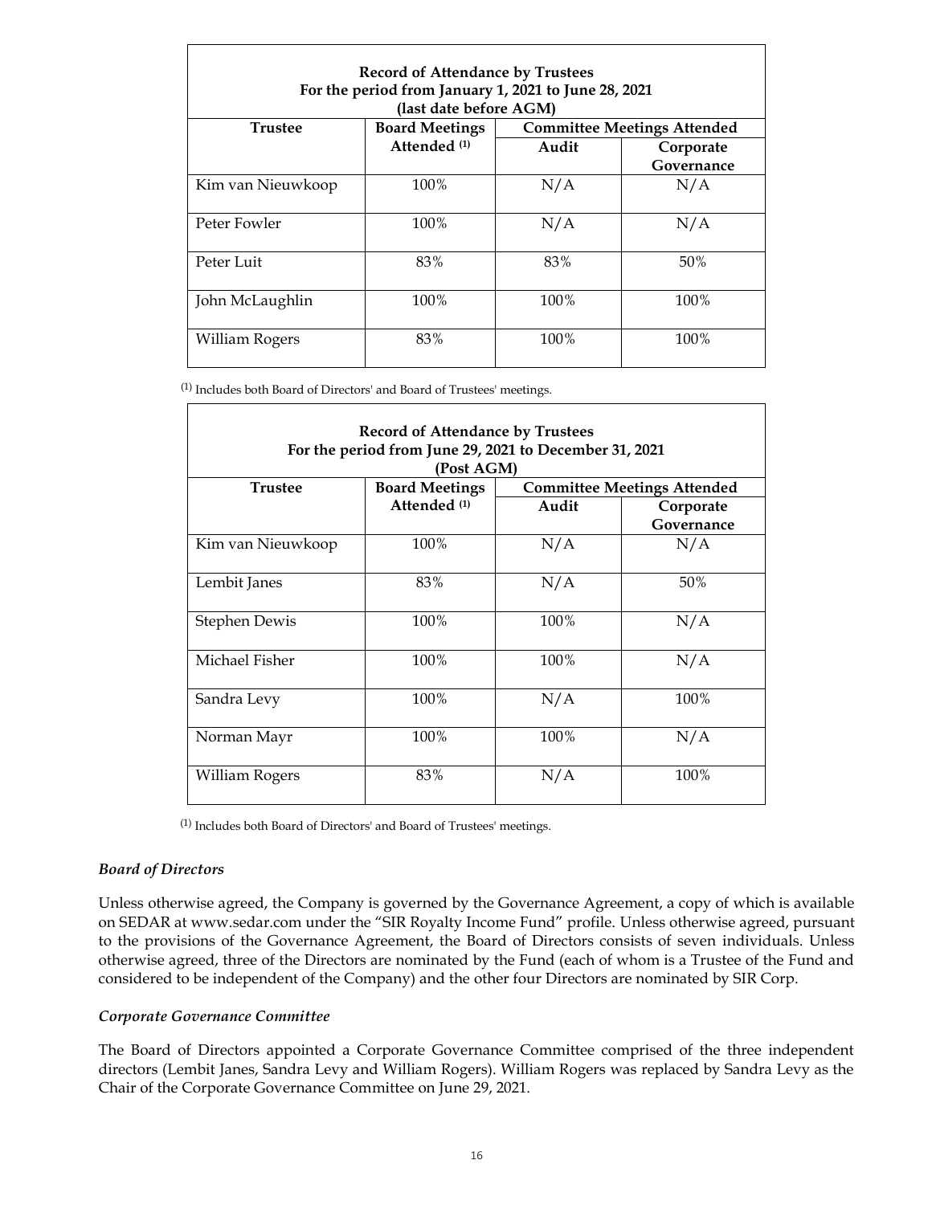| Record of Attendance by Trustees For the period from January 1, 2021 to June 28, 2021 (last date before AGM) | | | |
|---|---|---|---|
| Trustee | Board Meetings Attended [(1)] | Committee Meetings Attended | |
| | | Audit | Corporate Governance |
| Kim van Nieuwkoop | 100% | N/A | N/A |
| Peter Fowler | 100% | N/A | N/A |
| Peter Luit | 83% | 83% | 50% |
| John McLaughlin | 100% | 100% | 100% |
| William Rogers | 83% | 100% | 100% |

(1) Includes both Board of Directors' and Board of Trustees' meetings.

| Record of Attendance by Trustees For the period from June 29, 2021 to December 31, 2021 (Post AGM) | | | |
|---|---|---|---|
| Trustee | Board Meetings Attended [(1)] | Committee Meetings Attended | |
| | | Audit | Corporate Governance |
| Kim van Nieuwkoop | 100% | N/A | N/A |
| Lembit Janes | 83% | N/A | 50% |
| Stephen Dewis | 100% | 100% | N/A |
| Michael Fisher | 100% | 100% | N/A |
| Sandra Levy | 100% | N/A | 100% |
| Norman Mayr | 100% | 100% | N/A |
| William Rogers | 83% | N/A | 100% |

(1) Includes both Board of Directors' and Board of Trustees' meetings.

### *Board of Directors*

Unless otherwise agreed, the Company is governed by the Governance Agreement, a copy of which is available on SEDAR at www.sedar.com under the "SIR Royalty Income Fund" profile. Unless otherwise agreed, pursuant to the provisions of the Governance Agreement, the Board of Directors consists of seven individuals. Unless otherwise agreed, three of the Directors are nominated by the Fund (each of whom is a Trustee of the Fund and considered to be independent of the Company) and the other four Directors are nominated by SIR Corp.

### *Corporate Governance Committee*

The Board of Directors appointed a Corporate Governance Committee comprised of the three independent directors (Lembit Janes, Sandra Levy and William Rogers). William Rogers was replaced by Sandra Levy as the Chair of the Corporate Governance Committee on June 29, 2021.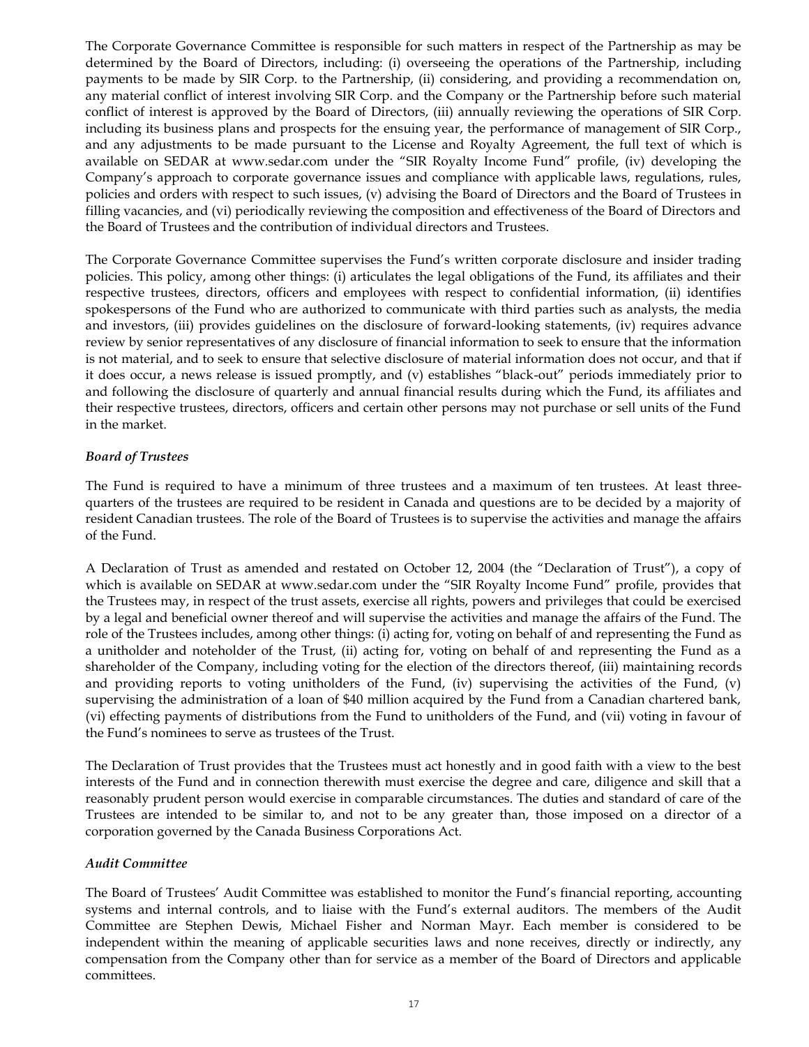The Corporate Governance Committee is responsible for such matters in respect of the Partnership as may be determined by the Board of Directors, including: (i) overseeing the operations of the Partnership, including payments to be made by SIR Corp. to the Partnership, (ii) considering, and providing a recommendation on, any material conflict of interest involving SIR Corp. and the Company or the Partnership before such material conflict of interest is approved by the Board of Directors, (iii) annually reviewing the operations of SIR Corp. including its business plans and prospects for the ensuing year, the performance of management of SIR Corp., and any adjustments to be made pursuant to the License and Royalty Agreement, the full text of which is available on SEDAR at www.sedar.com under the "SIR Royalty Income Fund" profile, (iv) developing the Company's approach to corporate governance issues and compliance with applicable laws, regulations, rules, policies and orders with respect to such issues, (v) advising the Board of Directors and the Board of Trustees in filling vacancies, and (vi) periodically reviewing the composition and effectiveness of the Board of Directors and the Board of Trustees and the contribution of individual directors and Trustees.

The Corporate Governance Committee supervises the Fund's written corporate disclosure and insider trading policies. This policy, among other things: (i) articulates the legal obligations of the Fund, its affiliates and their respective trustees, directors, officers and employees with respect to confidential information, (ii) identifies spokespersons of the Fund who are authorized to communicate with third parties such as analysts, the media and investors, (iii) provides guidelines on the disclosure of forward-looking statements, (iv) requires advance review by senior representatives of any disclosure of financial information to seek to ensure that the information is not material, and to seek to ensure that selective disclosure of material information does not occur, and that if it does occur, a news release is issued promptly, and (v) establishes "black-out" periods immediately prior to and following the disclosure of quarterly and annual financial results during which the Fund, its affiliates and their respective trustees, directors, officers and certain other persons may not purchase or sell units of the Fund in the market.

### *Board of Trustees*

The Fund is required to have a minimum of three trustees and a maximum of ten trustees. At least three-quarters of the trustees are required to be resident in Canada and questions are to be decided by a majority of resident Canadian trustees. The role of the Board of Trustees is to supervise the activities and manage the affairs of the Fund.

A Declaration of Trust as amended and restated on October 12, 2004 (the "Declaration of Trust"), a copy of which is available on SEDAR at www.sedar.com under the "SIR Royalty Income Fund" profile, provides that the Trustees may, in respect of the trust assets, exercise all rights, powers and privileges that could be exercised by a legal and beneficial owner thereof and will supervise the activities and manage the affairs of the Fund. The role of the Trustees includes, among other things: (i) acting for, voting on behalf of and representing the Fund as a unitholder and noteholder of the Trust, (ii) acting for, voting on behalf of and representing the Fund as a shareholder of the Company, including voting for the election of the directors thereof, (iii) maintaining records and providing reports to voting unitholders of the Fund, (iv) supervising the activities of the Fund, (v) supervising the administration of a loan of $40 million acquired by the Fund from a Canadian chartered bank, (vi) effecting payments of distributions from the Fund to unitholders of the Fund, and (vii) voting in favour of the Fund's nominees to serve as trustees of the Trust.

The Declaration of Trust provides that the Trustees must act honestly and in good faith with a view to the best interests of the Fund and in connection therewith must exercise the degree and care, diligence and skill that a reasonably prudent person would exercise in comparable circumstances. The duties and standard of care of the Trustees are intended to be similar to, and not to be any greater than, those imposed on a director of a corporation governed by the Canada Business Corporations Act.

### *Audit Committee*

The Board of Trustees' Audit Committee was established to monitor the Fund's financial reporting, accounting systems and internal controls, and to liaise with the Fund's external auditors. The members of the Audit Committee are Stephen Dewis, Michael Fisher and Norman Mayr. Each member is considered to be independent within the meaning of applicable securities laws and none receives, directly or indirectly, any compensation from the Company other than for service as a member of the Board of Directors and applicable committees.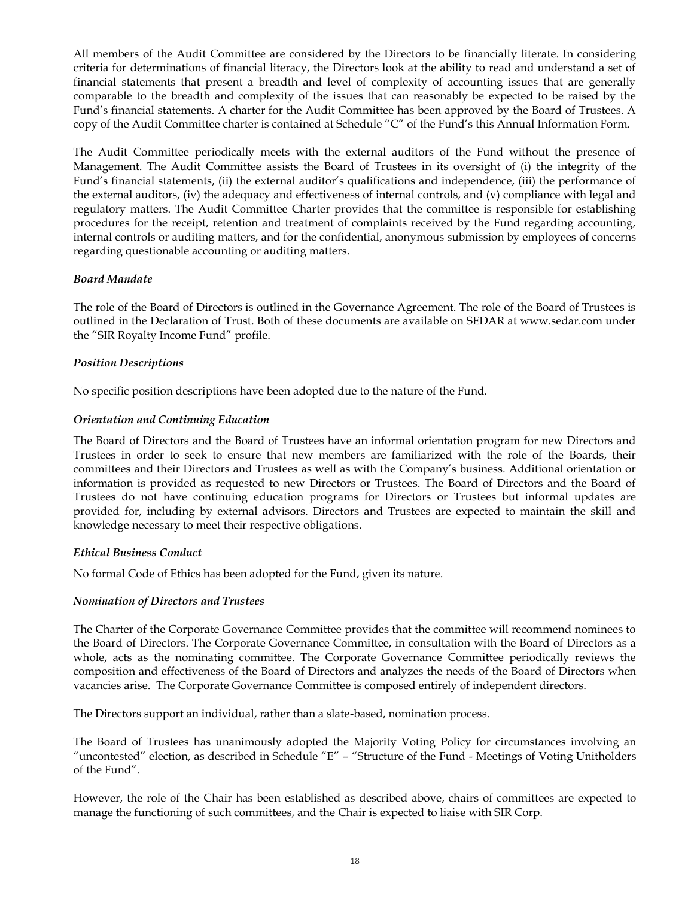All members of the Audit Committee are considered by the Directors to be financially literate. In considering criteria for determinations of financial literacy, the Directors look at the ability to read and understand a set of financial statements that present a breadth and level of complexity of accounting issues that are generally comparable to the breadth and complexity of the issues that can reasonably be expected to be raised by the Fund's financial statements. A charter for the Audit Committee has been approved by the Board of Trustees. A copy of the Audit Committee charter is contained at Schedule "C" of the Fund's this Annual Information Form.

The Audit Committee periodically meets with the external auditors of the Fund without the presence of Management. The Audit Committee assists the Board of Trustees in its oversight of (i) the integrity of the Fund's financial statements, (ii) the external auditor's qualifications and independence, (iii) the performance of the external auditors, (iv) the adequacy and effectiveness of internal controls, and (v) compliance with legal and regulatory matters. The Audit Committee Charter provides that the committee is responsible for establishing procedures for the receipt, retention and treatment of complaints received by the Fund regarding accounting, internal controls or auditing matters, and for the confidential, anonymous submission by employees of concerns regarding questionable accounting or auditing matters.

***Board Mandate***

The role of the Board of Directors is outlined in the Governance Agreement. The role of the Board of Trustees is outlined in the Declaration of Trust. Both of these documents are available on SEDAR at www.sedar.com under the "SIR Royalty Income Fund" profile.

***Position Descriptions***

No specific position descriptions have been adopted due to the nature of the Fund.

***Orientation and Continuing Education***

The Board of Directors and the Board of Trustees have an informal orientation program for new Directors and Trustees in order to seek to ensure that new members are familiarized with the role of the Boards, their committees and their Directors and Trustees as well as with the Company's business. Additional orientation or information is provided as requested to new Directors or Trustees. The Board of Directors and the Board of Trustees do not have continuing education programs for Directors or Trustees but informal updates are provided for, including by external advisors. Directors and Trustees are expected to maintain the skill and knowledge necessary to meet their respective obligations.

***Ethical Business Conduct***

No formal Code of Ethics has been adopted for the Fund, given its nature.

***Nomination of Directors and Trustees***

The Charter of the Corporate Governance Committee provides that the committee will recommend nominees to the Board of Directors. The Corporate Governance Committee, in consultation with the Board of Directors as a whole, acts as the nominating committee. The Corporate Governance Committee periodically reviews the composition and effectiveness of the Board of Directors and analyzes the needs of the Board of Directors when vacancies arise. The Corporate Governance Committee is composed entirely of independent directors.

The Directors support an individual, rather than a slate-based, nomination process.

The Board of Trustees has unanimously adopted the Majority Voting Policy for circumstances involving an "uncontested" election, as described in Schedule "E" – "Structure of the Fund - Meetings of Voting Unitholders of the Fund".

However, the role of the Chair has been established as described above, chairs of committees are expected to manage the functioning of such committees, and the Chair is expected to liaise with SIR Corp.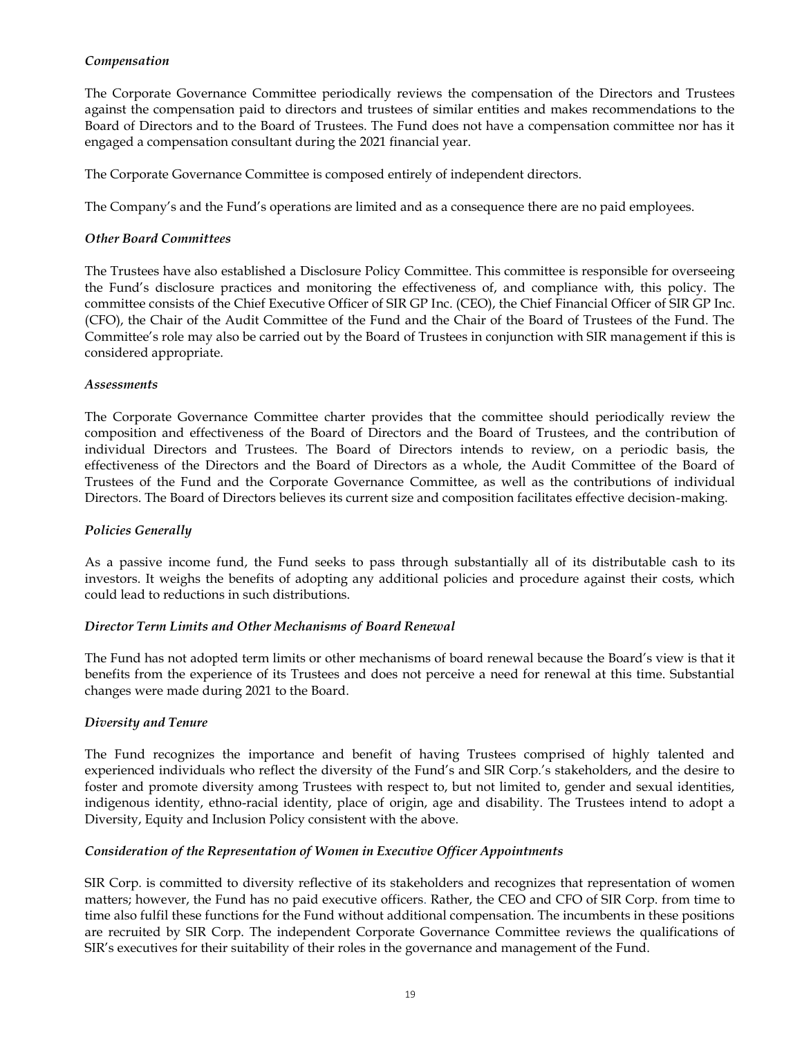*Compensation*

The Corporate Governance Committee periodically reviews the compensation of the Directors and Trustees against the compensation paid to directors and trustees of similar entities and makes recommendations to the Board of Directors and to the Board of Trustees. The Fund does not have a compensation committee nor has it engaged a compensation consultant during the 2021 financial year.

The Corporate Governance Committee is composed entirely of independent directors.

The Company's and the Fund's operations are limited and as a consequence there are no paid employees.

*Other Board Committees*

The Trustees have also established a Disclosure Policy Committee. This committee is responsible for overseeing the Fund's disclosure practices and monitoring the effectiveness of, and compliance with, this policy. The committee consists of the Chief Executive Officer of SIR GP Inc. (CEO), the Chief Financial Officer of SIR GP Inc. (CFO), the Chair of the Audit Committee of the Fund and the Chair of the Board of Trustees of the Fund. The Committee's role may also be carried out by the Board of Trustees in conjunction with SIR management if this is considered appropriate.

*Assessments*

The Corporate Governance Committee charter provides that the committee should periodically review the composition and effectiveness of the Board of Directors and the Board of Trustees, and the contribution of individual Directors and Trustees. The Board of Directors intends to review, on a periodic basis, the effectiveness of the Directors and the Board of Directors as a whole, the Audit Committee of the Board of Trustees of the Fund and the Corporate Governance Committee, as well as the contributions of individual Directors. The Board of Directors believes its current size and composition facilitates effective decision-making.

*Policies Generally*

As a passive income fund, the Fund seeks to pass through substantially all of its distributable cash to its investors. It weighs the benefits of adopting any additional policies and procedure against their costs, which could lead to reductions in such distributions.

*Director Term Limits and Other Mechanisms of Board Renewal*

The Fund has not adopted term limits or other mechanisms of board renewal because the Board's view is that it benefits from the experience of its Trustees and does not perceive a need for renewal at this time. Substantial changes were made during 2021 to the Board.

*Diversity and Tenure*

The Fund recognizes the importance and benefit of having Trustees comprised of highly talented and experienced individuals who reflect the diversity of the Fund's and SIR Corp.'s stakeholders, and the desire to foster and promote diversity among Trustees with respect to, but not limited to, gender and sexual identities, indigenous identity, ethno-racial identity, place of origin, age and disability. The Trustees intend to adopt a Diversity, Equity and Inclusion Policy consistent with the above.

*Consideration of the Representation of Women in Executive Officer Appointments*

SIR Corp. is committed to diversity reflective of its stakeholders and recognizes that representation of women matters; however, the Fund has no paid executive officers. Rather, the CEO and CFO of SIR Corp. from time to time also fulfil these functions for the Fund without additional compensation. The incumbents in these positions are recruited by SIR Corp. The independent Corporate Governance Committee reviews the qualifications of SIR's executives for their suitability of their roles in the governance and management of the Fund.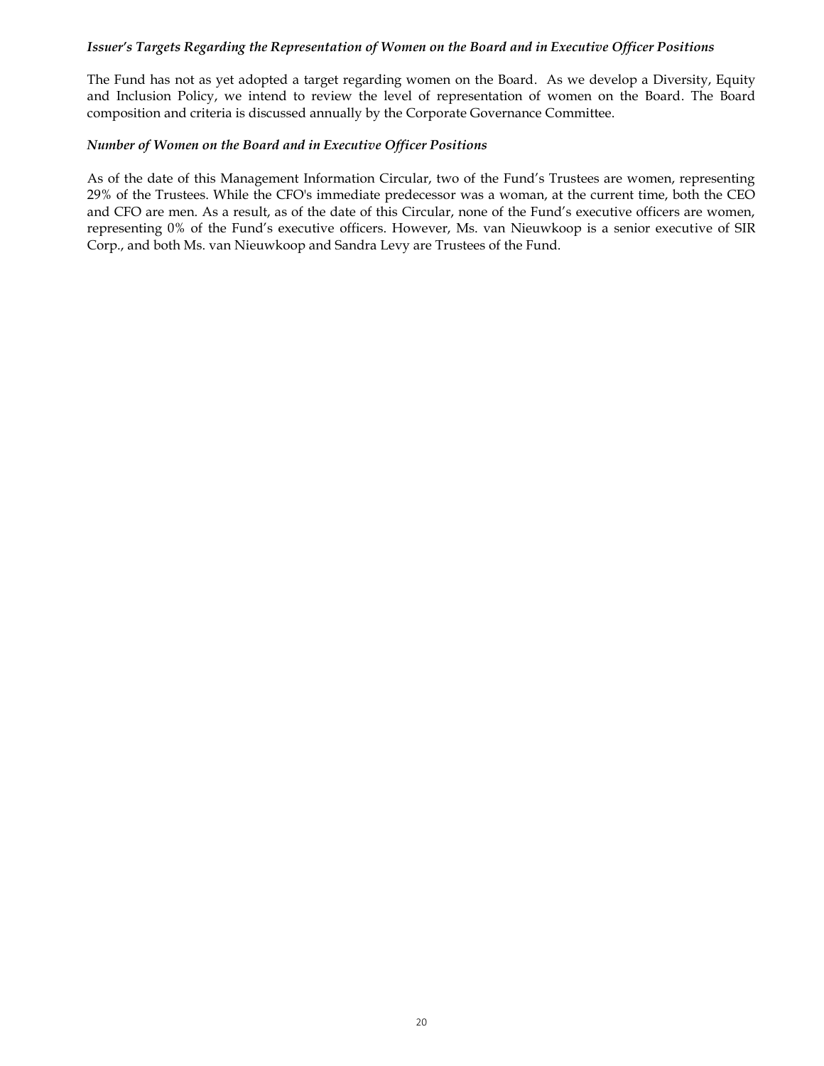*Issuer's Targets Regarding the Representation of Women on the Board and in Executive Officer Positions*

The Fund has not as yet adopted a target regarding women on the Board. As we develop a Diversity, Equity and Inclusion Policy, we intend to review the level of representation of women on the Board. The Board composition and criteria is discussed annually by the Corporate Governance Committee.

*Number of Women on the Board and in Executive Officer Positions*

As of the date of this Management Information Circular, two of the Fund's Trustees are women, representing 29% of the Trustees. While the CFO's immediate predecessor was a woman, at the current time, both the CEO and CFO are men. As a result, as of the date of this Circular, none of the Fund's executive officers are women, representing 0% of the Fund's executive officers. However, Ms. van Nieuwkoop is a senior executive of SIR Corp., and both Ms. van Nieuwkoop and Sandra Levy are Trustees of the Fund.